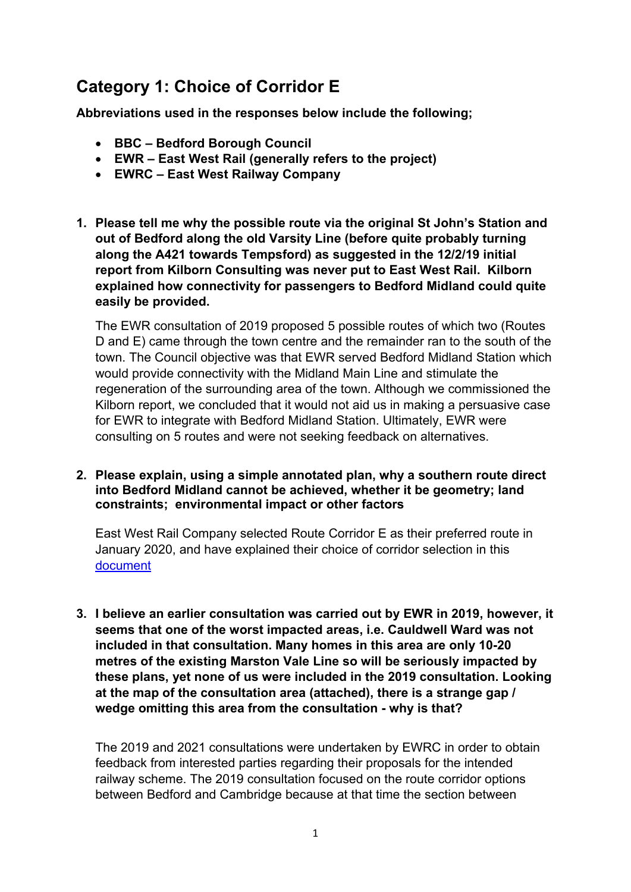# Category 1: Choice of Corridor E

**Abbreviations used in the responses below include the following;**

- **BBC – Bedford Borough Council**
- **EWR – East West Rail (generally refers to the project)**
- **EWRC – East West Railway Company**

1. **Please tell me why the possible route via the original St John's Station and out of Bedford along the old Varsity Line (before quite probably turning along the A421 towards Tempsford) as suggested in the 12/2/19 initial report from Kilborn Consulting was never put to East West Rail. Kilborn explained how connectivity for passengers to Bedford Midland could quite easily be provided.**

   The EWR consultation of 2019 proposed 5 possible routes of which two (Routes D and E) came through the town centre and the remainder ran to the south of the town. The Council objective was that EWR served Bedford Midland Station which would provide connectivity with the Midland Main Line and stimulate the regeneration of the surrounding area of the town. Although we commissioned the Kilborn report, we concluded that it would not aid us in making a persuasive case for EWR to integrate with Bedford Midland Station. Ultimately, EWR were consulting on 5 routes and were not seeking feedback on alternatives.

2. **Please explain, using a simple annotated plan, why a southern route direct into Bedford Midland cannot be achieved, whether it be geometry; land constraints; environmental impact or other factors**

   East West Rail Company selected Route Corridor E as their preferred route in January 2020, and have explained their choice of corridor selection in this document

3. **I believe an earlier consultation was carried out by EWR in 2019, however, it seems that one of the worst impacted areas, i.e. Cauldwell Ward was not included in that consultation. Many homes in this area are only 10-20 metres of the existing Marston Vale Line so will be seriously impacted by these plans, yet none of us were included in the 2019 consultation. Looking at the map of the consultation area (attached), there is a strange gap / wedge omitting this area from the consultation - why is that?**

   The 2019 and 2021 consultations were undertaken by EWRC in order to obtain feedback from interested parties regarding their proposals for the intended railway scheme. The 2019 consultation focused on the route corridor options between Bedford and Cambridge because at that time the section between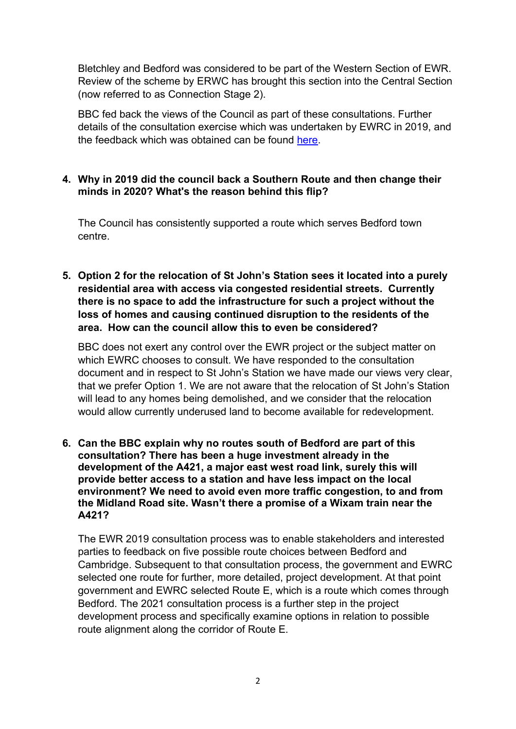Bletchley and Bedford was considered to be part of the Western Section of EWR. Review of the scheme by ERWC has brought this section into the Central Section (now referred to as Connection Stage 2).

BBC fed back the views of the Council as part of these consultations. Further details of the consultation exercise which was undertaken by EWRC in 2019, and the feedback which was obtained can be found here.

**4. Why in 2019 did the council back a Southern Route and then change their minds in 2020? What's the reason behind this flip?**

The Council has consistently supported a route which serves Bedford town centre.

**5. Option 2 for the relocation of St John's Station sees it located into a purely residential area with access via congested residential streets. Currently there is no space to add the infrastructure for such a project without the loss of homes and causing continued disruption to the residents of the area. How can the council allow this to even be considered?**

BBC does not exert any control over the EWR project or the subject matter on which EWRC chooses to consult. We have responded to the consultation document and in respect to St John's Station we have made our views very clear, that we prefer Option 1. We are not aware that the relocation of St John's Station will lead to any homes being demolished, and we consider that the relocation would allow currently underused land to become available for redevelopment.

**6. Can the BBC explain why no routes south of Bedford are part of this consultation? There has been a huge investment already in the development of the A421, a major east west road link, surely this will provide better access to a station and have less impact on the local environment? We need to avoid even more traffic congestion, to and from the Midland Road site. Wasn't there a promise of a Wixam train near the A421?**

The EWR 2019 consultation process was to enable stakeholders and interested parties to feedback on five possible route choices between Bedford and Cambridge. Subsequent to that consultation process, the government and EWRC selected one route for further, more detailed, project development. At that point government and EWRC selected Route E, which is a route which comes through Bedford. The 2021 consultation process is a further step in the project development process and specifically examine options in relation to possible route alignment along the corridor of Route E.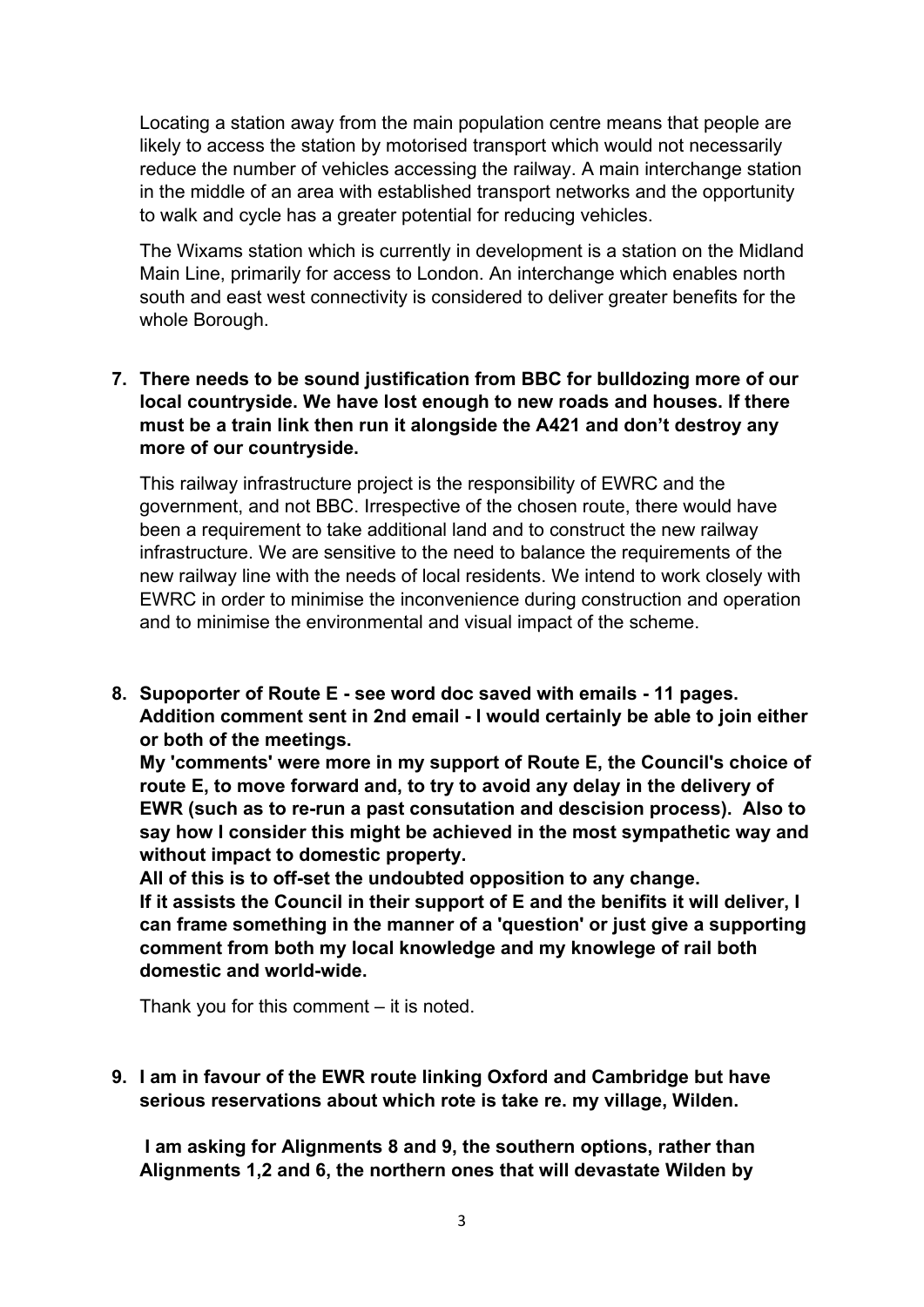Locating a station away from the main population centre means that people are likely to access the station by motorised transport which would not necessarily reduce the number of vehicles accessing the railway. A main interchange station in the middle of an area with established transport networks and the opportunity to walk and cycle has a greater potential for reducing vehicles.

The Wixams station which is currently in development is a station on the Midland Main Line, primarily for access to London. An interchange which enables north south and east west connectivity is considered to deliver greater benefits for the whole Borough.

7. **There needs to be sound justification from BBC for bulldozing more of our local countryside. We have lost enough to new roads and houses. If there must be a train link then run it alongside the A421 and don't destroy any more of our countryside.**

   This railway infrastructure project is the responsibility of EWRC and the government, and not BBC. Irrespective of the chosen route, there would have been a requirement to take additional land and to construct the new railway infrastructure. We are sensitive to the need to balance the requirements of the new railway line with the needs of local residents. We intend to work closely with EWRC in order to minimise the inconvenience during construction and operation and to minimise the environmental and visual impact of the scheme.

8. **Supoporter of Route E - see word doc saved with emails - 11 pages. Addition comment sent in 2nd email - I would certainly be able to join either or both of the meetings.**
   **My 'comments' were more in my support of Route E, the Council's choice of route E, to move forward and, to try to avoid any delay in the delivery of EWR (such as to re-run a past consutation and descision process). Also to say how I consider this might be achieved in the most sympathetic way and without impact to domestic property.**
   **All of this is to off-set the undoubted opposition to any change.**
   **If it assists the Council in their support of E and the benifits it will deliver, I can frame something in the manner of a 'question' or just give a supporting comment from both my local knowledge and my knowlege of rail both domestic and world-wide.**

   Thank you for this comment – it is noted.

9. **I am in favour of the EWR route linking Oxford and Cambridge but have serious reservations about which rote is take re. my village, Wilden.**

   **I am asking for Alignments 8 and 9, the southern options, rather than Alignments 1,2 and 6, the northern ones that will devastate Wilden by**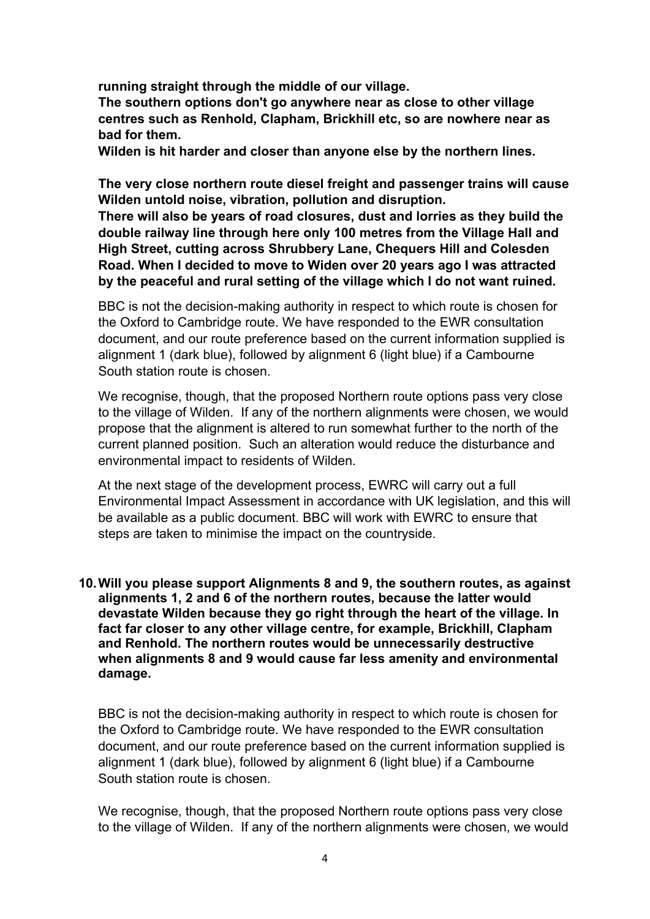**running straight through the middle of our village.**
**The southern options don't go anywhere near as close to other village centres such as Renhold, Clapham, Brickhill etc, so are nowhere near as bad for them.**
**Wilden is hit harder and closer than anyone else by the northern lines.**

**The very close northern route diesel freight and passenger trains will cause Wilden untold noise, vibration, pollution and disruption.**
**There will also be years of road closures, dust and lorries as they build the double railway line through here only 100 metres from the Village Hall and High Street, cutting across Shrubbery Lane, Chequers Hill and Colesden Road. When I decided to move to Widen over 20 years ago I was attracted by the peaceful and rural setting of the village which I do not want ruined.**

BBC is not the decision-making authority in respect to which route is chosen for the Oxford to Cambridge route. We have responded to the EWR consultation document, and our route preference based on the current information supplied is alignment 1 (dark blue), followed by alignment 6 (light blue) if a Cambourne South station route is chosen.

We recognise, though, that the proposed Northern route options pass very close to the village of Wilden. If any of the northern alignments were chosen, we would propose that the alignment is altered to run somewhat further to the north of the current planned position. Such an alteration would reduce the disturbance and environmental impact to residents of Wilden.

At the next stage of the development process, EWRC will carry out a full Environmental Impact Assessment in accordance with UK legislation, and this will be available as a public document. BBC will work with EWRC to ensure that steps are taken to minimise the impact on the countryside.

10. **Will you please support Alignments 8 and 9, the southern routes, as against alignments 1, 2 and 6 of the northern routes, because the latter would devastate Wilden because they go right through the heart of the village. In fact far closer to any other village centre, for example, Brickhill, Clapham and Renhold. The northern routes would be unnecessarily destructive when alignments 8 and 9 would cause far less amenity and environmental damage.**

BBC is not the decision-making authority in respect to which route is chosen for the Oxford to Cambridge route. We have responded to the EWR consultation document, and our route preference based on the current information supplied is alignment 1 (dark blue), followed by alignment 6 (light blue) if a Cambourne South station route is chosen.

We recognise, though, that the proposed Northern route options pass very close to the village of Wilden. If any of the northern alignments were chosen, we would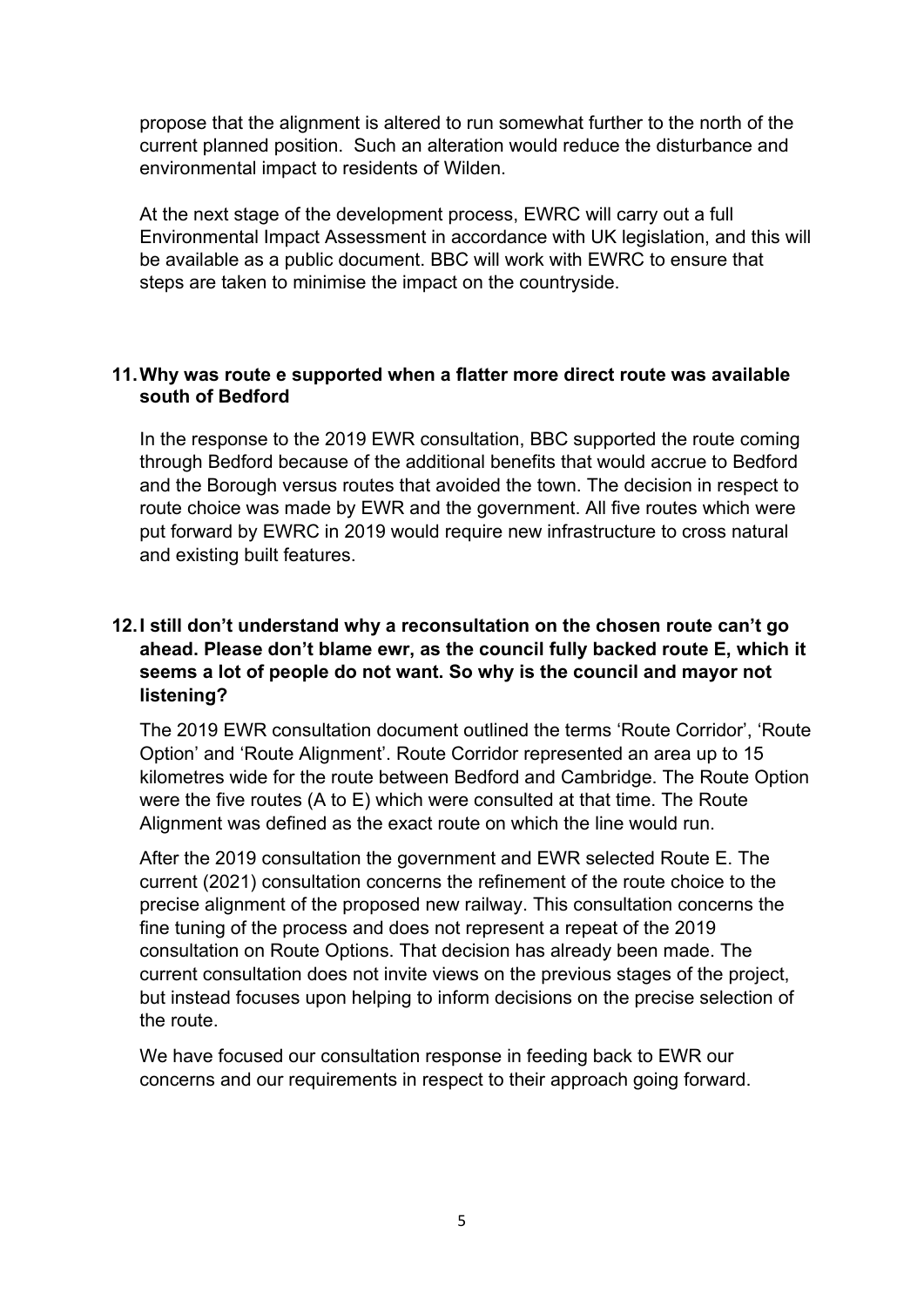propose that the alignment is altered to run somewhat further to the north of the current planned position. Such an alteration would reduce the disturbance and environmental impact to residents of Wilden.

At the next stage of the development process, EWRC will carry out a full Environmental Impact Assessment in accordance with UK legislation, and this will be available as a public document. BBC will work with EWRC to ensure that steps are taken to minimise the impact on the countryside.

**11. Why was route e supported when a flatter more direct route was available south of Bedford**

In the response to the 2019 EWR consultation, BBC supported the route coming through Bedford because of the additional benefits that would accrue to Bedford and the Borough versus routes that avoided the town. The decision in respect to route choice was made by EWR and the government. All five routes which were put forward by EWRC in 2019 would require new infrastructure to cross natural and existing built features.

**12. I still don't understand why a reconsultation on the chosen route can't go ahead. Please don't blame ewr, as the council fully backed route E, which it seems a lot of people do not want. So why is the council and mayor not listening?**

The 2019 EWR consultation document outlined the terms 'Route Corridor', 'Route Option' and 'Route Alignment'. Route Corridor represented an area up to 15 kilometres wide for the route between Bedford and Cambridge. The Route Option were the five routes (A to E) which were consulted at that time. The Route Alignment was defined as the exact route on which the line would run.

After the 2019 consultation the government and EWR selected Route E. The current (2021) consultation concerns the refinement of the route choice to the precise alignment of the proposed new railway. This consultation concerns the fine tuning of the process and does not represent a repeat of the 2019 consultation on Route Options. That decision has already been made. The current consultation does not invite views on the previous stages of the project, but instead focuses upon helping to inform decisions on the precise selection of the route.

We have focused our consultation response in feeding back to EWR our concerns and our requirements in respect to their approach going forward.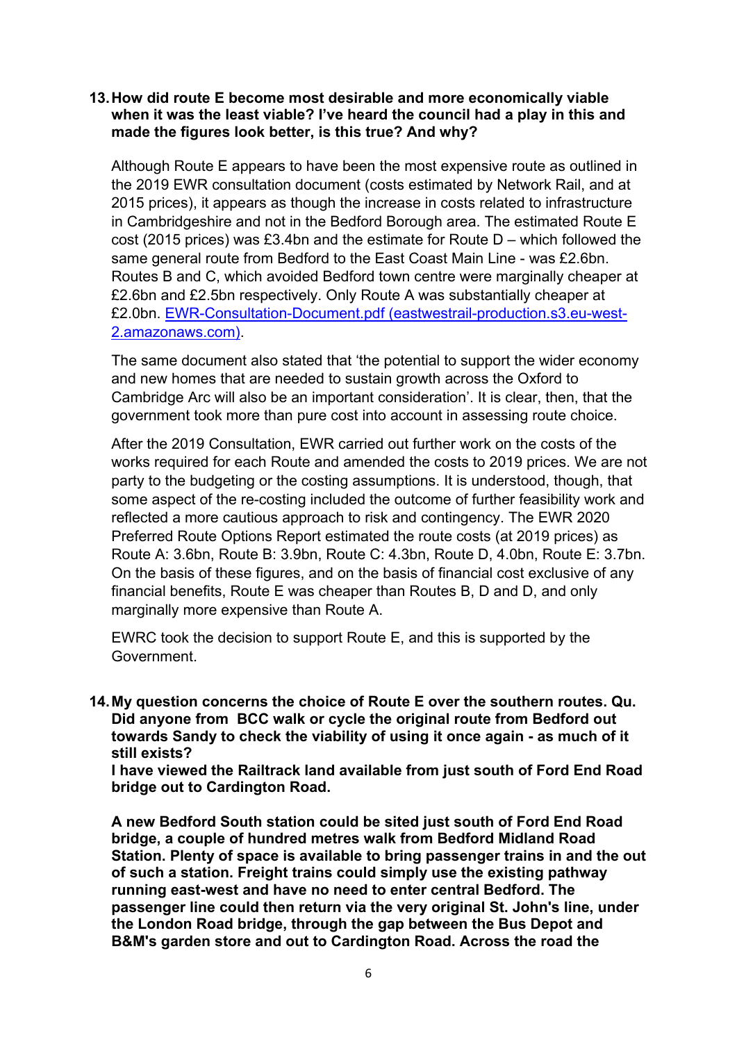13. **How did route E become most desirable and more economically viable when it was the least viable? I've heard the council had a play in this and made the figures look better, is this true? And why?**

    Although Route E appears to have been the most expensive route as outlined in the 2019 EWR consultation document (costs estimated by Network Rail, and at 2015 prices), it appears as though the increase in costs related to infrastructure in Cambridgeshire and not in the Bedford Borough area. The estimated Route E cost (2015 prices) was £3.4bn and the estimate for Route D – which followed the same general route from Bedford to the East Coast Main Line - was £2.6bn. Routes B and C, which avoided Bedford town centre were marginally cheaper at £2.6bn and £2.5bn respectively. Only Route A was substantially cheaper at £2.0bn. [EWR-Consultation-Document.pdf (eastwestrail-production.s3.eu-west-2.amazonaws.com)](EWR-Consultation-Document.pdf (eastwestrail-production.s3.eu-west-2.amazonaws.com)).

    The same document also stated that 'the potential to support the wider economy and new homes that are needed to sustain growth across the Oxford to Cambridge Arc will also be an important consideration'. It is clear, then, that the government took more than pure cost into account in assessing route choice.

    After the 2019 Consultation, EWR carried out further work on the costs of the works required for each Route and amended the costs to 2019 prices. We are not party to the budgeting or the costing assumptions. It is understood, though, that some aspect of the re-costing included the outcome of further feasibility work and reflected a more cautious approach to risk and contingency. The EWR 2020 Preferred Route Options Report estimated the route costs (at 2019 prices) as Route A: 3.6bn, Route B: 3.9bn, Route C: 4.3bn, Route D, 4.0bn, Route E: 3.7bn. On the basis of these figures, and on the basis of financial cost exclusive of any financial benefits, Route E was cheaper than Routes B, D and D, and only marginally more expensive than Route A.

    EWRC took the decision to support Route E, and this is supported by the Government.

14. **My question concerns the choice of Route E over the southern routes. Qu. Did anyone from BCC walk or cycle the original route from Bedford out towards Sandy to check the viability of using it once again - as much of it still exists?**
    **I have viewed the Railtrack land available from just south of Ford End Road bridge out to Cardington Road.**

    **A new Bedford South station could be sited just south of Ford End Road bridge, a couple of hundred metres walk from Bedford Midland Road Station. Plenty of space is available to bring passenger trains in and the out of such a station. Freight trains could simply use the existing pathway running east-west and have no need to enter central Bedford. The passenger line could then return via the very original St. John's line, under the London Road bridge, through the gap between the Bus Depot and B&M's garden store and out to Cardington Road. Across the road the**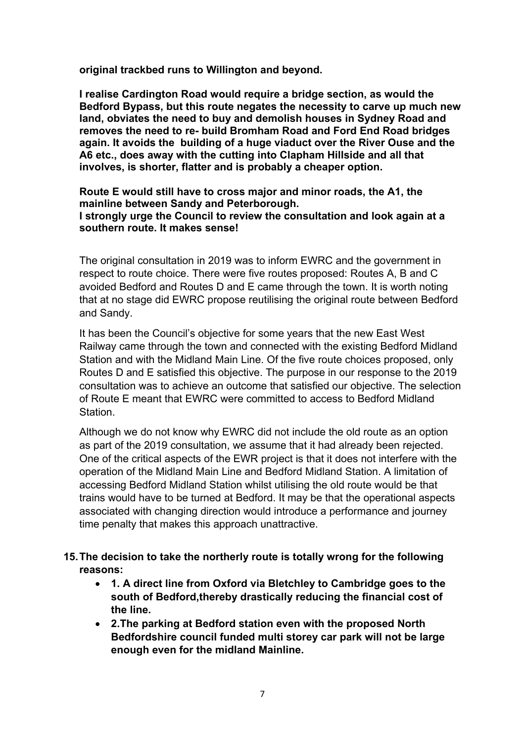**original trackbed runs to Willington and beyond.**

**I realise Cardington Road would require a bridge section, as would the Bedford Bypass, but this route negates the necessity to carve up much new land, obviates the need to buy and demolish houses in Sydney Road and removes the need to re- build Bromham Road and Ford End Road bridges again. It avoids the building of a huge viaduct over the River Ouse and the A6 etc., does away with the cutting into Clapham Hillside and all that involves, is shorter, flatter and is probably a cheaper option.**

**Route E would still have to cross major and minor roads, the A1, the mainline between Sandy and Peterborough.**
**I strongly urge the Council to review the consultation and look again at a southern route. It makes sense!**

The original consultation in 2019 was to inform EWRC and the government in respect to route choice. There were five routes proposed: Routes A, B and C avoided Bedford and Routes D and E came through the town. It is worth noting that at no stage did EWRC propose reutilising the original route between Bedford and Sandy.

It has been the Council's objective for some years that the new East West Railway came through the town and connected with the existing Bedford Midland Station and with the Midland Main Line. Of the five route choices proposed, only Routes D and E satisfied this objective. The purpose in our response to the 2019 consultation was to achieve an outcome that satisfied our objective. The selection of Route E meant that EWRC were committed to access to Bedford Midland Station.

Although we do not know why EWRC did not include the old route as an option as part of the 2019 consultation, we assume that it had already been rejected. One of the critical aspects of the EWR project is that it does not interfere with the operation of the Midland Main Line and Bedford Midland Station. A limitation of accessing Bedford Midland Station whilst utilising the old route would be that trains would have to be turned at Bedford. It may be that the operational aspects associated with changing direction would introduce a performance and journey time penalty that makes this approach unattractive.

15. **The decision to take the northerly route is totally wrong for the following reasons:**
    - **1. A direct line from Oxford via Bletchley to Cambridge goes to the south of Bedford,thereby drastically reducing the financial cost of the line.**
    - **2.The parking at Bedford station even with the proposed North Bedfordshire council funded multi storey car park will not be large enough even for the midland Mainline.**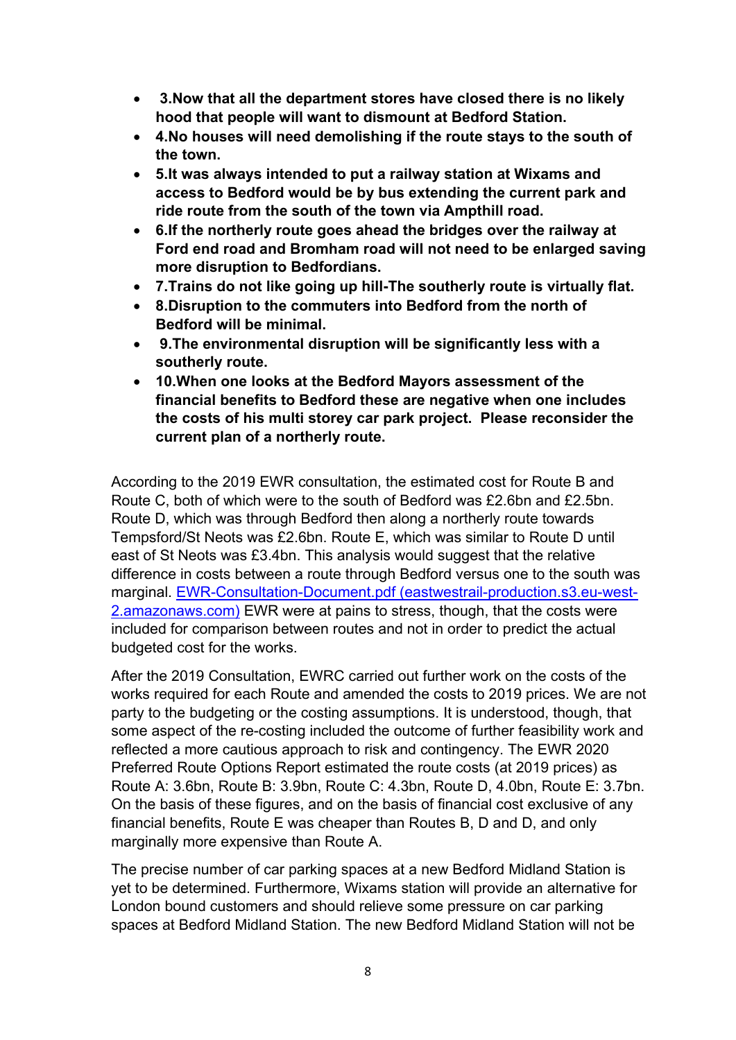- **3.Now that all the department stores have closed there is no likely hood that people will want to dismount at Bedford Station.**
- **4.No houses will need demolishing if the route stays to the south of the town.**
- **5.It was always intended to put a railway station at Wixams and access to Bedford would be by bus extending the current park and ride route from the south of the town via Ampthill road.**
- **6.If the northerly route goes ahead the bridges over the railway at Ford end road and Bromham road will not need to be enlarged saving more disruption to Bedfordians.**
- **7.Trains do not like going up hill-The southerly route is virtually flat.**
- **8.Disruption to the commuters into Bedford from the north of Bedford will be minimal.**
- **9.The environmental disruption will be significantly less with a southerly route.**
- **10.When one looks at the Bedford Mayors assessment of the financial benefits to Bedford these are negative when one includes the costs of his multi storey car park project. Please reconsider the current plan of a northerly route.**

According to the 2019 EWR consultation, the estimated cost for Route B and Route C, both of which were to the south of Bedford was £2.6bn and £2.5bn. Route D, which was through Bedford then along a northerly route towards Tempsford/St Neots was £2.6bn. Route E, which was similar to Route D until east of St Neots was £3.4bn. This analysis would suggest that the relative difference in costs between a route through Bedford versus one to the south was marginal. [EWR-Consultation-Document.pdf (eastwestrail-production.s3.eu-west-2.amazonaws.com)](EWR-Consultation-Document.pdf) EWR were at pains to stress, though, that the costs were included for comparison between routes and not in order to predict the actual budgeted cost for the works.

After the 2019 Consultation, EWRC carried out further work on the costs of the works required for each Route and amended the costs to 2019 prices. We are not party to the budgeting or the costing assumptions. It is understood, though, that some aspect of the re-costing included the outcome of further feasibility work and reflected a more cautious approach to risk and contingency. The EWR 2020 Preferred Route Options Report estimated the route costs (at 2019 prices) as Route A: 3.6bn, Route B: 3.9bn, Route C: 4.3bn, Route D, 4.0bn, Route E: 3.7bn. On the basis of these figures, and on the basis of financial cost exclusive of any financial benefits, Route E was cheaper than Routes B, D and D, and only marginally more expensive than Route A.

The precise number of car parking spaces at a new Bedford Midland Station is yet to be determined. Furthermore, Wixams station will provide an alternative for London bound customers and should relieve some pressure on car parking spaces at Bedford Midland Station. The new Bedford Midland Station will not be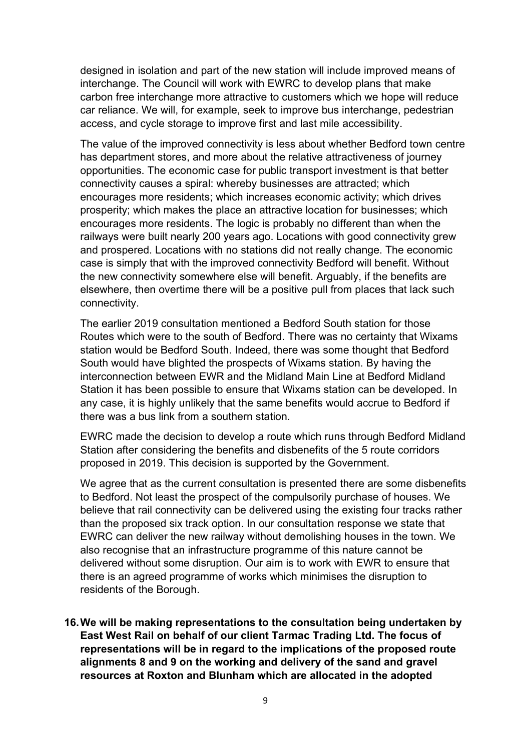designed in isolation and part of the new station will include improved means of interchange. The Council will work with EWRC to develop plans that make carbon free interchange more attractive to customers which we hope will reduce car reliance. We will, for example, seek to improve bus interchange, pedestrian access, and cycle storage to improve first and last mile accessibility.

The value of the improved connectivity is less about whether Bedford town centre has department stores, and more about the relative attractiveness of journey opportunities. The economic case for public transport investment is that better connectivity causes a spiral: whereby businesses are attracted; which encourages more residents; which increases economic activity; which drives prosperity; which makes the place an attractive location for businesses; which encourages more residents. The logic is probably no different than when the railways were built nearly 200 years ago. Locations with good connectivity grew and prospered. Locations with no stations did not really change. The economic case is simply that with the improved connectivity Bedford will benefit. Without the new connectivity somewhere else will benefit. Arguably, if the benefits are elsewhere, then overtime there will be a positive pull from places that lack such connectivity.

The earlier 2019 consultation mentioned a Bedford South station for those Routes which were to the south of Bedford. There was no certainty that Wixams station would be Bedford South. Indeed, there was some thought that Bedford South would have blighted the prospects of Wixams station. By having the interconnection between EWR and the Midland Main Line at Bedford Midland Station it has been possible to ensure that Wixams station can be developed. In any case, it is highly unlikely that the same benefits would accrue to Bedford if there was a bus link from a southern station.

EWRC made the decision to develop a route which runs through Bedford Midland Station after considering the benefits and disbenefits of the 5 route corridors proposed in 2019. This decision is supported by the Government.

We agree that as the current consultation is presented there are some disbenefits to Bedford. Not least the prospect of the compulsorily purchase of houses. We believe that rail connectivity can be delivered using the existing four tracks rather than the proposed six track option. In our consultation response we state that EWRC can deliver the new railway without demolishing houses in the town. We also recognise that an infrastructure programme of this nature cannot be delivered without some disruption. Our aim is to work with EWR to ensure that there is an agreed programme of works which minimises the disruption to residents of the Borough.

16. **We will be making representations to the consultation being undertaken by East West Rail on behalf of our client Tarmac Trading Ltd. The focus of representations will be in regard to the implications of the proposed route alignments 8 and 9 on the working and delivery of the sand and gravel resources at Roxton and Blunham which are allocated in the adopted**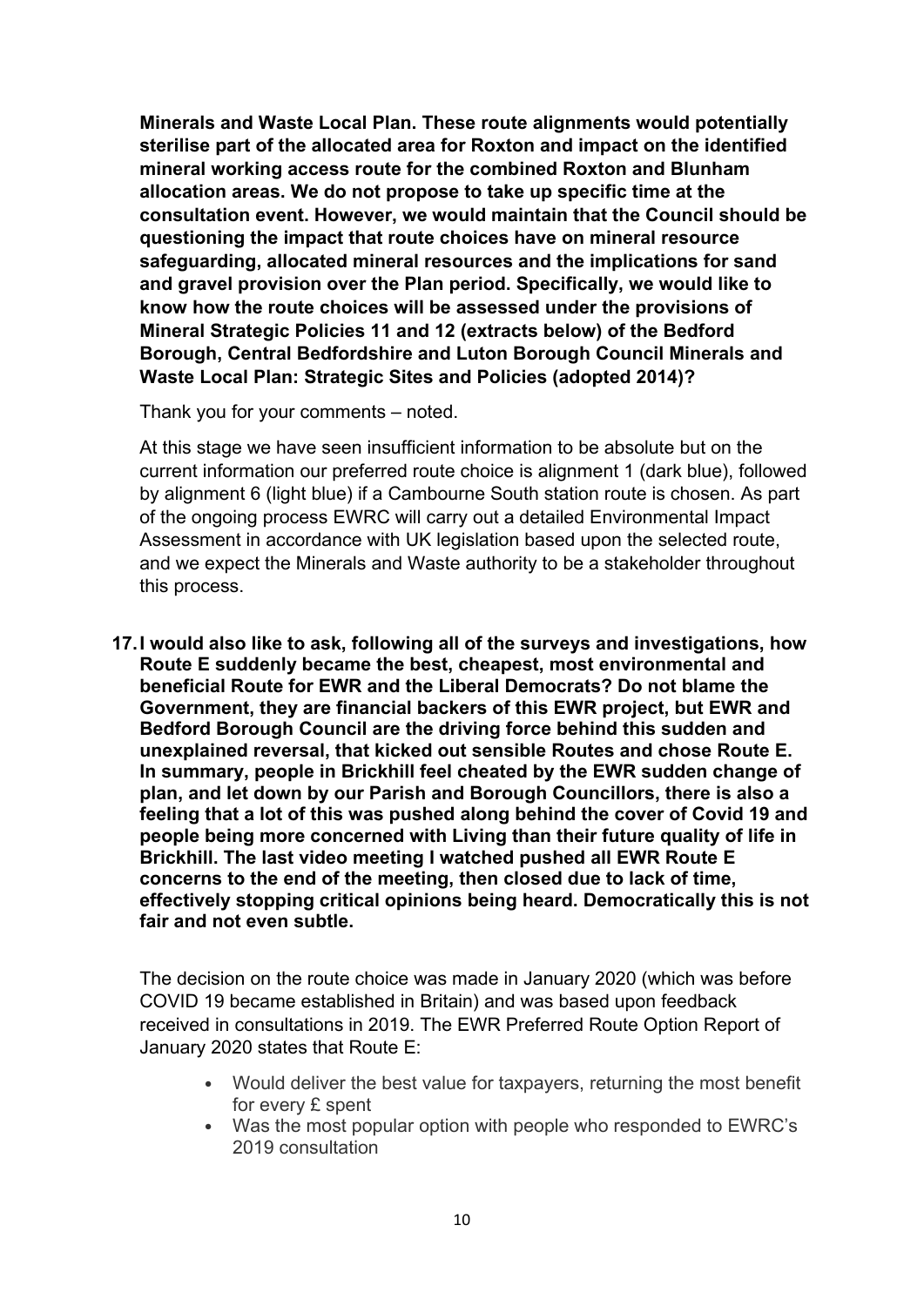**Minerals and Waste Local Plan. These route alignments would potentially sterilise part of the allocated area for Roxton and impact on the identified mineral working access route for the combined Roxton and Blunham allocation areas. We do not propose to take up specific time at the consultation event. However, we would maintain that the Council should be questioning the impact that route choices have on mineral resource safeguarding, allocated mineral resources and the implications for sand and gravel provision over the Plan period. Specifically, we would like to know how the route choices will be assessed under the provisions of Mineral Strategic Policies 11 and 12 (extracts below) of the Bedford Borough, Central Bedfordshire and Luton Borough Council Minerals and Waste Local Plan: Strategic Sites and Policies (adopted 2014)?**

Thank you for your comments – noted.

At this stage we have seen insufficient information to be absolute but on the current information our preferred route choice is alignment 1 (dark blue), followed by alignment 6 (light blue) if a Cambourne South station route is chosen. As part of the ongoing process EWRC will carry out a detailed Environmental Impact Assessment in accordance with UK legislation based upon the selected route, and we expect the Minerals and Waste authority to be a stakeholder throughout this process.

17. **I would also like to ask, following all of the surveys and investigations, how Route E suddenly became the best, cheapest, most environmental and beneficial Route for EWR and the Liberal Democrats? Do not blame the Government, they are financial backers of this EWR project, but EWR and Bedford Borough Council are the driving force behind this sudden and unexplained reversal, that kicked out sensible Routes and chose Route E. In summary, people in Brickhill feel cheated by the EWR sudden change of plan, and let down by our Parish and Borough Councillors, there is also a feeling that a lot of this was pushed along behind the cover of Covid 19 and people being more concerned with Living than their future quality of life in Brickhill. The last video meeting I watched pushed all EWR Route E concerns to the end of the meeting, then closed due to lack of time, effectively stopping critical opinions being heard. Democratically this is not fair and not even subtle.**

The decision on the route choice was made in January 2020 (which was before COVID 19 became established in Britain) and was based upon feedback received in consultations in 2019. The EWR Preferred Route Option Report of January 2020 states that Route E:

- Would deliver the best value for taxpayers, returning the most benefit for every £ spent
- Was the most popular option with people who responded to EWRC's 2019 consultation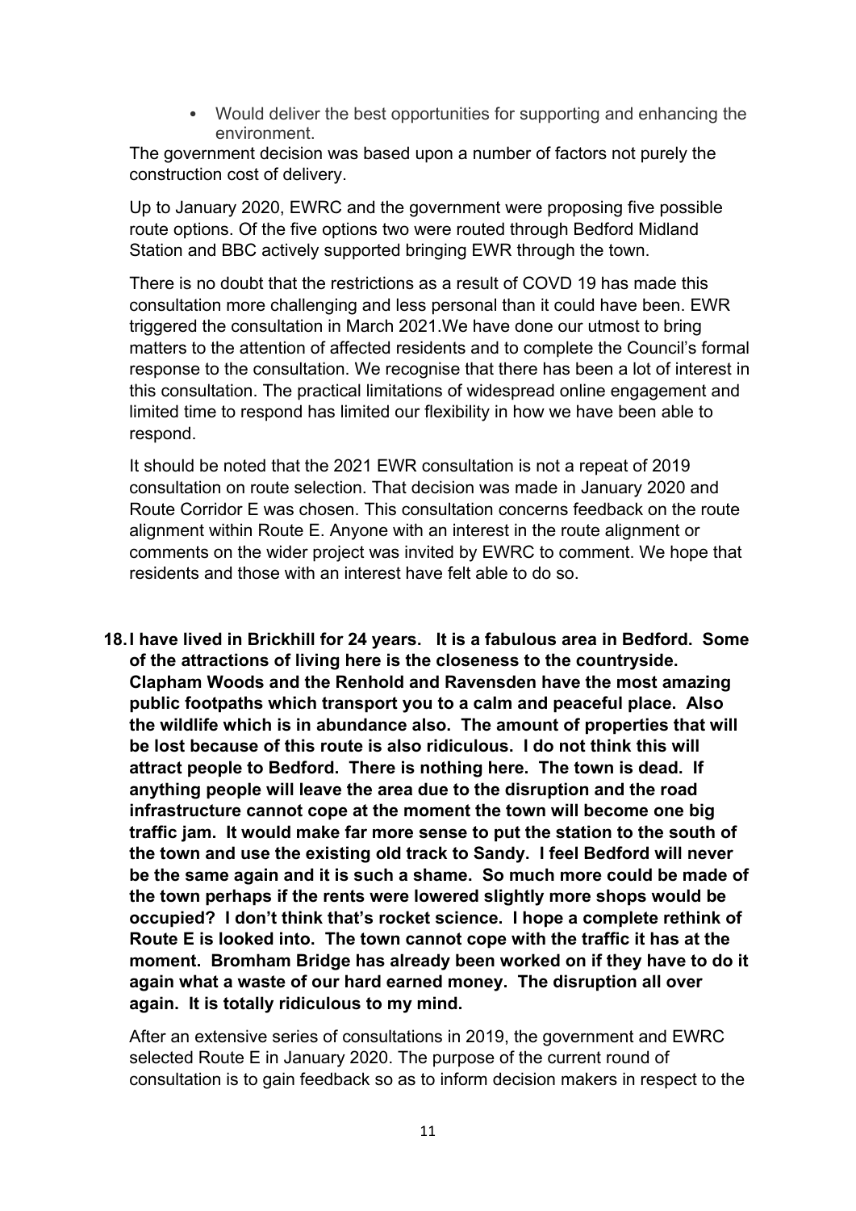- Would deliver the best opportunities for supporting and enhancing the environment.

The government decision was based upon a number of factors not purely the construction cost of delivery.

Up to January 2020, EWRC and the government were proposing five possible route options. Of the five options two were routed through Bedford Midland Station and BBC actively supported bringing EWR through the town.

There is no doubt that the restrictions as a result of COVD 19 has made this consultation more challenging and less personal than it could have been. EWR triggered the consultation in March 2021.We have done our utmost to bring matters to the attention of affected residents and to complete the Council's formal response to the consultation. We recognise that there has been a lot of interest in this consultation. The practical limitations of widespread online engagement and limited time to respond has limited our flexibility in how we have been able to respond.

It should be noted that the 2021 EWR consultation is not a repeat of 2019 consultation on route selection. That decision was made in January 2020 and Route Corridor E was chosen. This consultation concerns feedback on the route alignment within Route E. Anyone with an interest in the route alignment or comments on the wider project was invited by EWRC to comment. We hope that residents and those with an interest have felt able to do so.

**18. I have lived in Brickhill for 24 years. It is a fabulous area in Bedford. Some of the attractions of living here is the closeness to the countryside. Clapham Woods and the Renhold and Ravensden have the most amazing public footpaths which transport you to a calm and peaceful place. Also the wildlife which is in abundance also. The amount of properties that will be lost because of this route is also ridiculous. I do not think this will attract people to Bedford. There is nothing here. The town is dead. If anything people will leave the area due to the disruption and the road infrastructure cannot cope at the moment the town will become one big traffic jam. It would make far more sense to put the station to the south of the town and use the existing old track to Sandy. I feel Bedford will never be the same again and it is such a shame. So much more could be made of the town perhaps if the rents were lowered slightly more shops would be occupied? I don't think that's rocket science. I hope a complete rethink of Route E is looked into. The town cannot cope with the traffic it has at the moment. Bromham Bridge has already been worked on if they have to do it again what a waste of our hard earned money. The disruption all over again. It is totally ridiculous to my mind.**

After an extensive series of consultations in 2019, the government and EWRC selected Route E in January 2020. The purpose of the current round of consultation is to gain feedback so as to inform decision makers in respect to the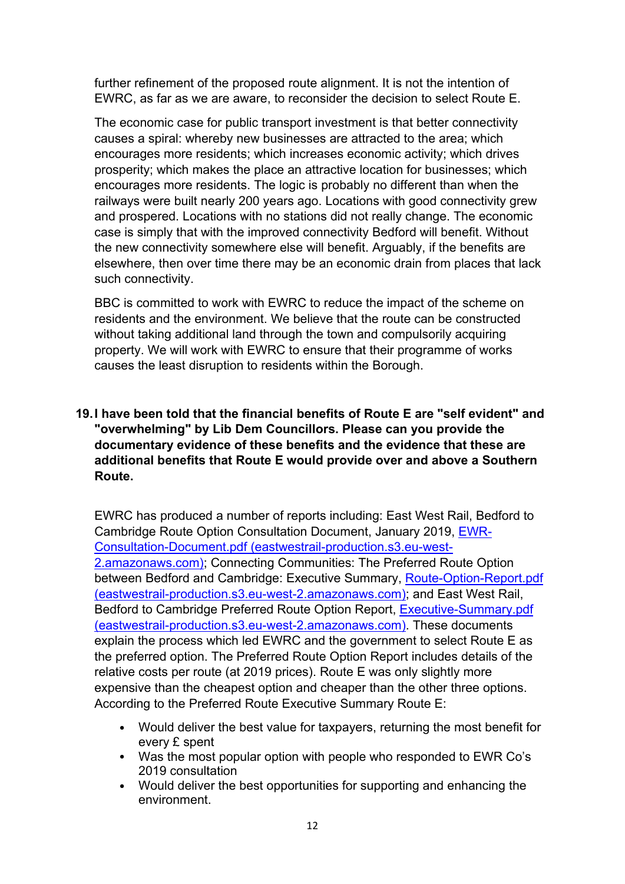further refinement of the proposed route alignment. It is not the intention of EWRC, as far as we are aware, to reconsider the decision to select Route E.

The economic case for public transport investment is that better connectivity causes a spiral: whereby new businesses are attracted to the area; which encourages more residents; which increases economic activity; which drives prosperity; which makes the place an attractive location for businesses; which encourages more residents. The logic is probably no different than when the railways were built nearly 200 years ago. Locations with good connectivity grew and prospered. Locations with no stations did not really change. The economic case is simply that with the improved connectivity Bedford will benefit. Without the new connectivity somewhere else will benefit. Arguably, if the benefits are elsewhere, then over time there may be an economic drain from places that lack such connectivity.

BBC is committed to work with EWRC to reduce the impact of the scheme on residents and the environment. We believe that the route can be constructed without taking additional land through the town and compulsorily acquiring property. We will work with EWRC to ensure that their programme of works causes the least disruption to residents within the Borough.

**19. I have been told that the financial benefits of Route E are "self evident" and "overwhelming" by Lib Dem Councillors. Please can you provide the documentary evidence of these benefits and the evidence that these are additional benefits that Route E would provide over and above a Southern Route.**

EWRC has produced a number of reports including: East West Rail, Bedford to Cambridge Route Option Consultation Document, January 2019, [EWR-Consultation-Document.pdf (eastwestrail-production.s3.eu-west-2.amazonaws.com)](); Connecting Communities: The Preferred Route Option between Bedford and Cambridge: Executive Summary, [Route-Option-Report.pdf (eastwestrail-production.s3.eu-west-2.amazonaws.com)](); and East West Rail, Bedford to Cambridge Preferred Route Option Report, [Executive-Summary.pdf (eastwestrail-production.s3.eu-west-2.amazonaws.com)](). These documents explain the process which led EWRC and the government to select Route E as the preferred option. The Preferred Route Option Report includes details of the relative costs per route (at 2019 prices). Route E was only slightly more expensive than the cheapest option and cheaper than the other three options. According to the Preferred Route Executive Summary Route E:

- Would deliver the best value for taxpayers, returning the most benefit for every £ spent
- Was the most popular option with people who responded to EWR Co's 2019 consultation
- Would deliver the best opportunities for supporting and enhancing the environment.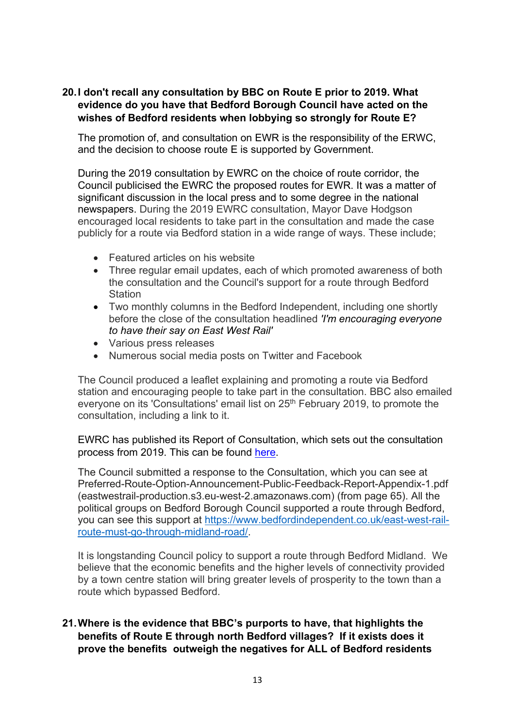**20. I don't recall any consultation by BBC on Route E prior to 2019. What evidence do you have that Bedford Borough Council have acted on the wishes of Bedford residents when lobbying so strongly for Route E?**

The promotion of, and consultation on EWR is the responsibility of the ERWC, and the decision to choose route E is supported by Government.

During the 2019 consultation by EWRC on the choice of route corridor, the Council publicised the EWRC the proposed routes for EWR. It was a matter of significant discussion in the local press and to some degree in the national newspapers. During the 2019 EWRC consultation, Mayor Dave Hodgson encouraged local residents to take part in the consultation and made the case publicly for a route via Bedford station in a wide range of ways. These include;

- Featured articles on his website
- Three regular email updates, each of which promoted awareness of both the consultation and the Council's support for a route through Bedford Station
- Two monthly columns in the Bedford Independent, including one shortly before the close of the consultation headlined *'I'm encouraging everyone to have their say on East West Rail'*
- Various press releases
- Numerous social media posts on Twitter and Facebook

The Council produced a leaflet explaining and promoting a route via Bedford station and encouraging people to take part in the consultation. BBC also emailed everyone on its 'Consultations' email list on 25th February 2019, to promote the consultation, including a link to it.

EWRC has published its Report of Consultation, which sets out the consultation process from 2019. This can be found here.

The Council submitted a response to the Consultation, which you can see at Preferred-Route-Option-Announcement-Public-Feedback-Report-Appendix-1.pdf (eastwestrail-production.s3.eu-west-2.amazonaws.com) (from page 65). All the political groups on Bedford Borough Council supported a route through Bedford, you can see this support at https://www.bedfordindependent.co.uk/east-west-rail-route-must-go-through-midland-road/.

It is longstanding Council policy to support a route through Bedford Midland. We believe that the economic benefits and the higher levels of connectivity provided by a town centre station will bring greater levels of prosperity to the town than a route which bypassed Bedford.

**21. Where is the evidence that BBC's purports to have, that highlights the benefits of Route E through north Bedford villages? If it exists does it prove the benefits outweigh the negatives for ALL of Bedford residents**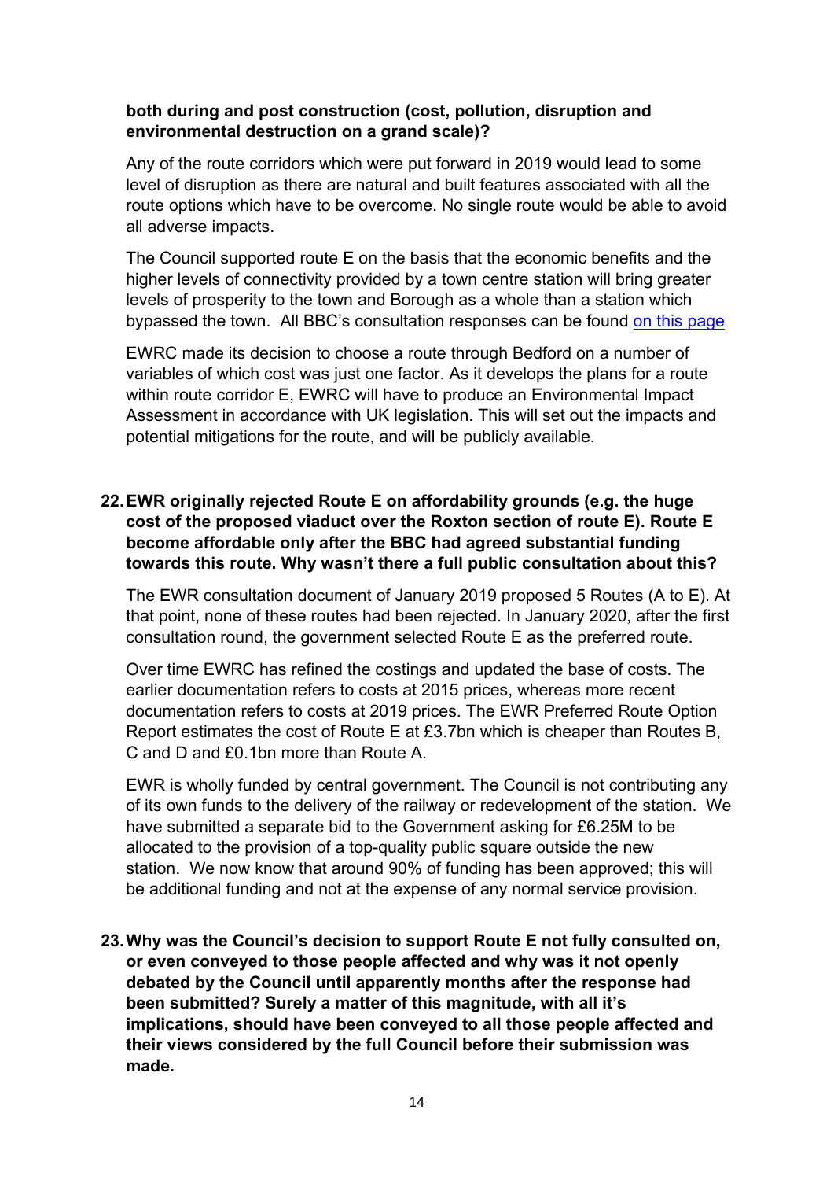**both during and post construction (cost, pollution, disruption and environmental destruction on a grand scale)?**

Any of the route corridors which were put forward in 2019 would lead to some level of disruption as there are natural and built features associated with all the route options which have to be overcome. No single route would be able to avoid all adverse impacts.

The Council supported route E on the basis that the economic benefits and the higher levels of connectivity provided by a town centre station will bring greater levels of prosperity to the town and Borough as a whole than a station which bypassed the town. All BBC's consultation responses can be found on this page

EWRC made its decision to choose a route through Bedford on a number of variables of which cost was just one factor. As it develops the plans for a route within route corridor E, EWRC will have to produce an Environmental Impact Assessment in accordance with UK legislation. This will set out the impacts and potential mitigations for the route, and will be publicly available.

22. **EWR originally rejected Route E on affordability grounds (e.g. the huge cost of the proposed viaduct over the Roxton section of route E). Route E become affordable only after the BBC had agreed substantial funding towards this route. Why wasn't there a full public consultation about this?**

The EWR consultation document of January 2019 proposed 5 Routes (A to E). At that point, none of these routes had been rejected. In January 2020, after the first consultation round, the government selected Route E as the preferred route.

Over time EWRC has refined the costings and updated the base of costs. The earlier documentation refers to costs at 2015 prices, whereas more recent documentation refers to costs at 2019 prices. The EWR Preferred Route Option Report estimates the cost of Route E at £3.7bn which is cheaper than Routes B, C and D and £0.1bn more than Route A.

EWR is wholly funded by central government. The Council is not contributing any of its own funds to the delivery of the railway or redevelopment of the station. We have submitted a separate bid to the Government asking for £6.25M to be allocated to the provision of a top-quality public square outside the new station. We now know that around 90% of funding has been approved; this will be additional funding and not at the expense of any normal service provision.

23. **Why was the Council's decision to support Route E not fully consulted on, or even conveyed to those people affected and why was it not openly debated by the Council until apparently months after the response had been submitted? Surely a matter of this magnitude, with all it's implications, should have been conveyed to all those people affected and their views considered by the full Council before their submission was made.**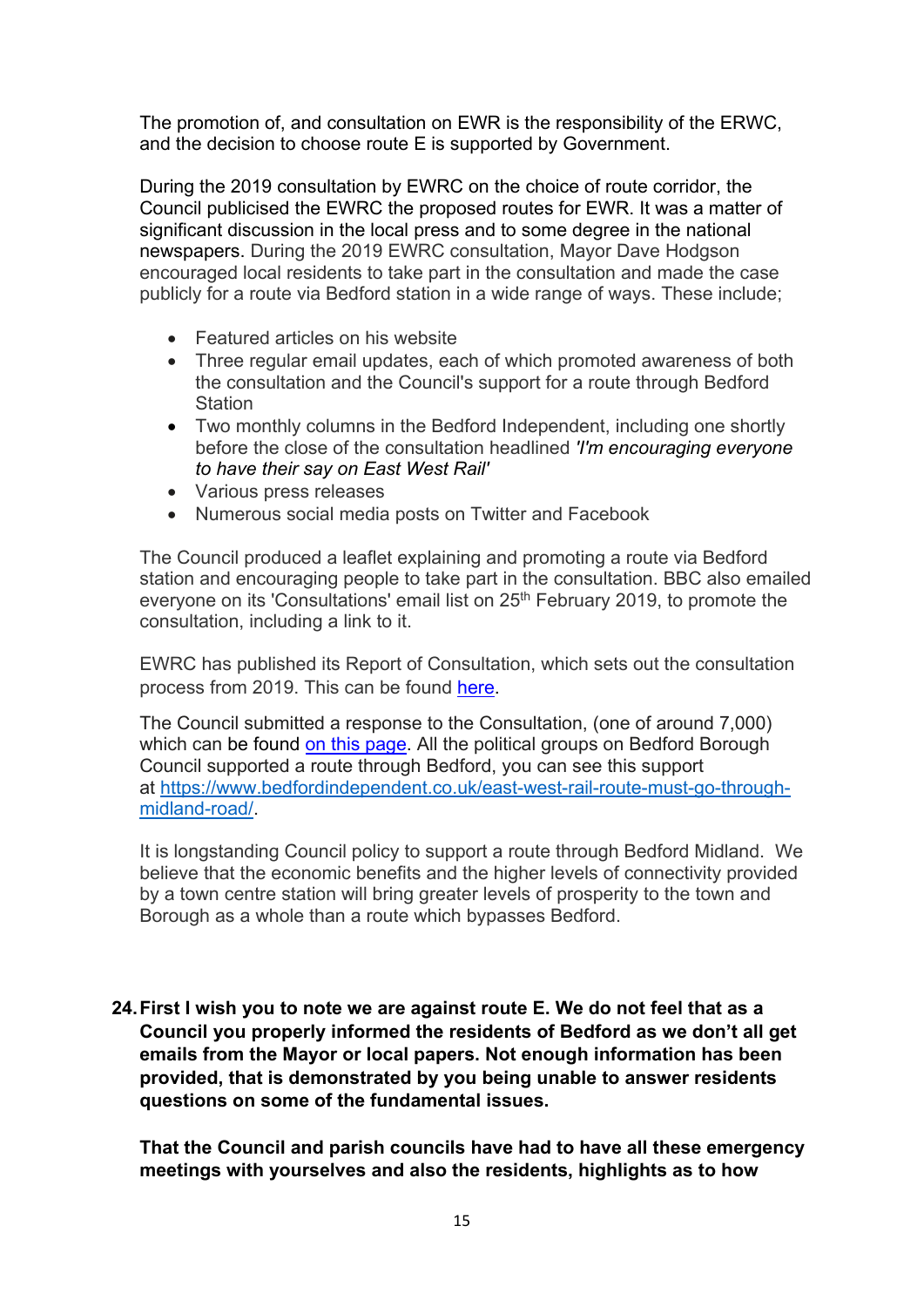The promotion of, and consultation on EWR is the responsibility of the ERWC, and the decision to choose route E is supported by Government.

During the 2019 consultation by EWRC on the choice of route corridor, the Council publicised the EWRC the proposed routes for EWR. It was a matter of significant discussion in the local press and to some degree in the national newspapers. During the 2019 EWRC consultation, Mayor Dave Hodgson encouraged local residents to take part in the consultation and made the case publicly for a route via Bedford station in a wide range of ways. These include;

- Featured articles on his website
- Three regular email updates, each of which promoted awareness of both the consultation and the Council's support for a route through Bedford Station
- Two monthly columns in the Bedford Independent, including one shortly before the close of the consultation headlined *'I'm encouraging everyone to have their say on East West Rail'*
- Various press releases
- Numerous social media posts on Twitter and Facebook

The Council produced a leaflet explaining and promoting a route via Bedford station and encouraging people to take part in the consultation. BBC also emailed everyone on its 'Consultations' email list on 25th February 2019, to promote the consultation, including a link to it.

EWRC has published its Report of Consultation, which sets out the consultation process from 2019. This can be found [here]().

The Council submitted a response to the Consultation, (one of around 7,000) which can be found [on this page](). All the political groups on Bedford Borough Council supported a route through Bedford, you can see this support at [https://www.bedfordindependent.co.uk/east-west-rail-route-must-go-through-midland-road/](https://www.bedfordindependent.co.uk/east-west-rail-route-must-go-through-midland-road/).

It is longstanding Council policy to support a route through Bedford Midland. We believe that the economic benefits and the higher levels of connectivity provided by a town centre station will bring greater levels of prosperity to the town and Borough as a whole than a route which bypasses Bedford.

**24. First I wish you to note we are against route E. We do not feel that as a Council you properly informed the residents of Bedford as we don't all get emails from the Mayor or local papers. Not enough information has been provided, that is demonstrated by you being unable to answer residents questions on some of the fundamental issues.**

**That the Council and parish councils have had to have all these emergency meetings with yourselves and also the residents, highlights as to how**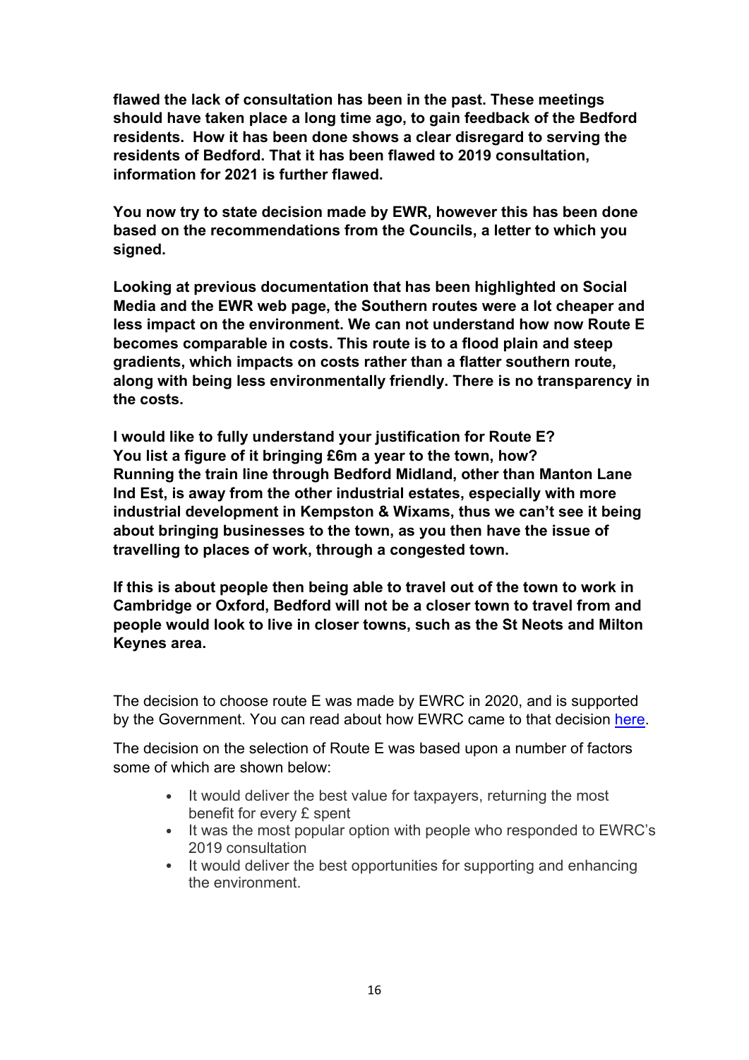**flawed the lack of consultation has been in the past. These meetings should have taken place a long time ago, to gain feedback of the Bedford residents. How it has been done shows a clear disregard to serving the residents of Bedford. That it has been flawed to 2019 consultation, information for 2021 is further flawed.**

**You now try to state decision made by EWR, however this has been done based on the recommendations from the Councils, a letter to which you signed.**

**Looking at previous documentation that has been highlighted on Social Media and the EWR web page, the Southern routes were a lot cheaper and less impact on the environment. We can not understand how now Route E becomes comparable in costs. This route is to a flood plain and steep gradients, which impacts on costs rather than a flatter southern route, along with being less environmentally friendly. There is no transparency in the costs.**

**I would like to fully understand your justification for Route E?**
**You list a figure of it bringing £6m a year to the town, how?**
**Running the train line through Bedford Midland, other than Manton Lane Ind Est, is away from the other industrial estates, especially with more industrial development in Kempston & Wixams, thus we can't see it being about bringing businesses to the town, as you then have the issue of travelling to places of work, through a congested town.**

**If this is about people then being able to travel out of the town to work in Cambridge or Oxford, Bedford will not be a closer town to travel from and people would look to live in closer towns, such as the St Neots and Milton Keynes area.**

The decision to choose route E was made by EWRC in 2020, and is supported by the Government. You can read about how EWRC came to that decision [here](#).

The decision on the selection of Route E was based upon a number of factors some of which are shown below:

- It would deliver the best value for taxpayers, returning the most benefit for every £ spent
- It was the most popular option with people who responded to EWRC's 2019 consultation
- It would deliver the best opportunities for supporting and enhancing the environment.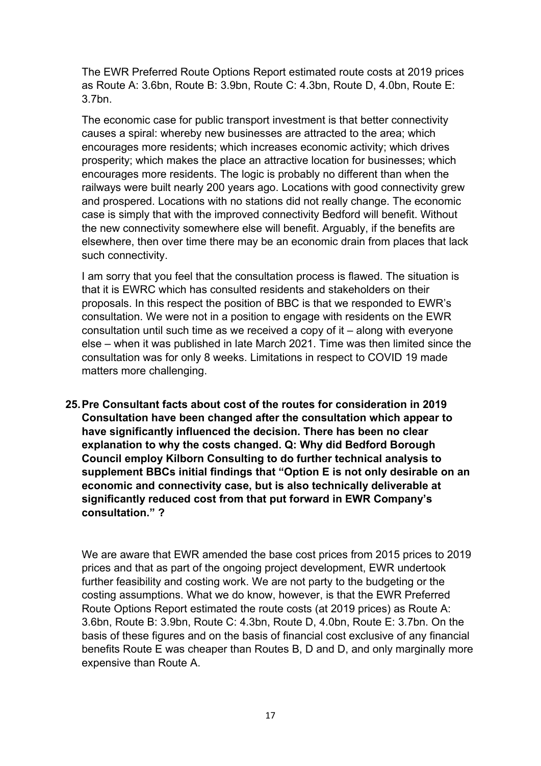The EWR Preferred Route Options Report estimated route costs at 2019 prices as Route A: 3.6bn, Route B: 3.9bn, Route C: 4.3bn, Route D, 4.0bn, Route E: 3.7bn.

The economic case for public transport investment is that better connectivity causes a spiral: whereby new businesses are attracted to the area; which encourages more residents; which increases economic activity; which drives prosperity; which makes the place an attractive location for businesses; which encourages more residents. The logic is probably no different than when the railways were built nearly 200 years ago. Locations with good connectivity grew and prospered. Locations with no stations did not really change. The economic case is simply that with the improved connectivity Bedford will benefit. Without the new connectivity somewhere else will benefit. Arguably, if the benefits are elsewhere, then over time there may be an economic drain from places that lack such connectivity.

I am sorry that you feel that the consultation process is flawed. The situation is that it is EWRC which has consulted residents and stakeholders on their proposals. In this respect the position of BBC is that we responded to EWR's consultation. We were not in a position to engage with residents on the EWR consultation until such time as we received a copy of it – along with everyone else – when it was published in late March 2021. Time was then limited since the consultation was for only 8 weeks. Limitations in respect to COVID 19 made matters more challenging.

**25. Pre Consultant facts about cost of the routes for consideration in 2019 Consultation have been changed after the consultation which appear to have significantly influenced the decision. There has been no clear explanation to why the costs changed. Q: Why did Bedford Borough Council employ Kilborn Consulting to do further technical analysis to supplement BBCs initial findings that "Option E is not only desirable on an economic and connectivity case, but is also technically deliverable at significantly reduced cost from that put forward in EWR Company's consultation." ?**

We are aware that EWR amended the base cost prices from 2015 prices to 2019 prices and that as part of the ongoing project development, EWR undertook further feasibility and costing work. We are not party to the budgeting or the costing assumptions. What we do know, however, is that the EWR Preferred Route Options Report estimated the route costs (at 2019 prices) as Route A: 3.6bn, Route B: 3.9bn, Route C: 4.3bn, Route D, 4.0bn, Route E: 3.7bn. On the basis of these figures and on the basis of financial cost exclusive of any financial benefits Route E was cheaper than Routes B, D and D, and only marginally more expensive than Route A.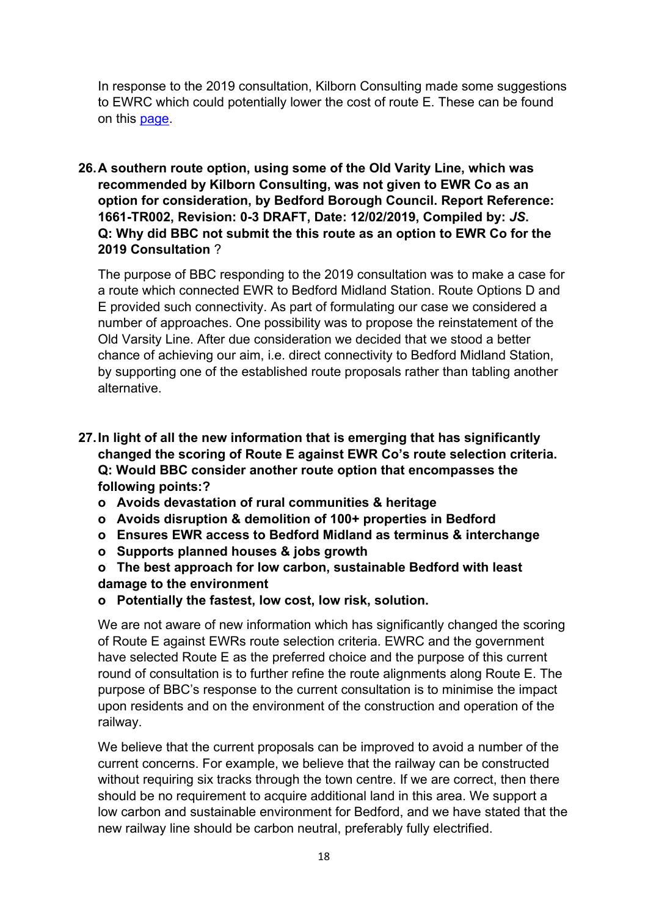In response to the 2019 consultation, Kilborn Consulting made some suggestions to EWRC which could potentially lower the cost of route E. These can be found on this [page](page).

**26. A southern route option, using some of the Old Varity Line, which was recommended by Kilborn Consulting, was not given to EWR Co as an option for consideration, by Bedford Borough Council. Report Reference: 1661-TR002, Revision: 0-3 DRAFT, Date: 12/02/2019, Compiled by: *JS*. Q: Why did BBC not submit the this route as an option to EWR Co for the 2019 Consultation** ?

The purpose of BBC responding to the 2019 consultation was to make a case for a route which connected EWR to Bedford Midland Station. Route Options D and E provided such connectivity. As part of formulating our case we considered a number of approaches. One possibility was to propose the reinstatement of the Old Varsity Line. After due consideration we decided that we stood a better chance of achieving our aim, i.e. direct connectivity to Bedford Midland Station, by supporting one of the established route proposals rather than tabling another alternative.

**27. In light of all the new information that is emerging that has significantly changed the scoring of Route E against EWR Co's route selection criteria. Q: Would BBC consider another route option that encompasses the following points:?**

- **Avoids devastation of rural communities & heritage**
- **Avoids disruption & demolition of 100+ properties in Bedford**
- **Ensures EWR access to Bedford Midland as terminus & interchange**
- **Supports planned houses & jobs growth**
- **The best approach for low carbon, sustainable Bedford with least damage to the environment**
- **Potentially the fastest, low cost, low risk, solution.**

We are not aware of new information which has significantly changed the scoring of Route E against EWRs route selection criteria. EWRC and the government have selected Route E as the preferred choice and the purpose of this current round of consultation is to further refine the route alignments along Route E. The purpose of BBC's response to the current consultation is to minimise the impact upon residents and on the environment of the construction and operation of the railway.

We believe that the current proposals can be improved to avoid a number of the current concerns. For example, we believe that the railway can be constructed without requiring six tracks through the town centre. If we are correct, then there should be no requirement to acquire additional land in this area. We support a low carbon and sustainable environment for Bedford, and we have stated that the new railway line should be carbon neutral, preferably fully electrified.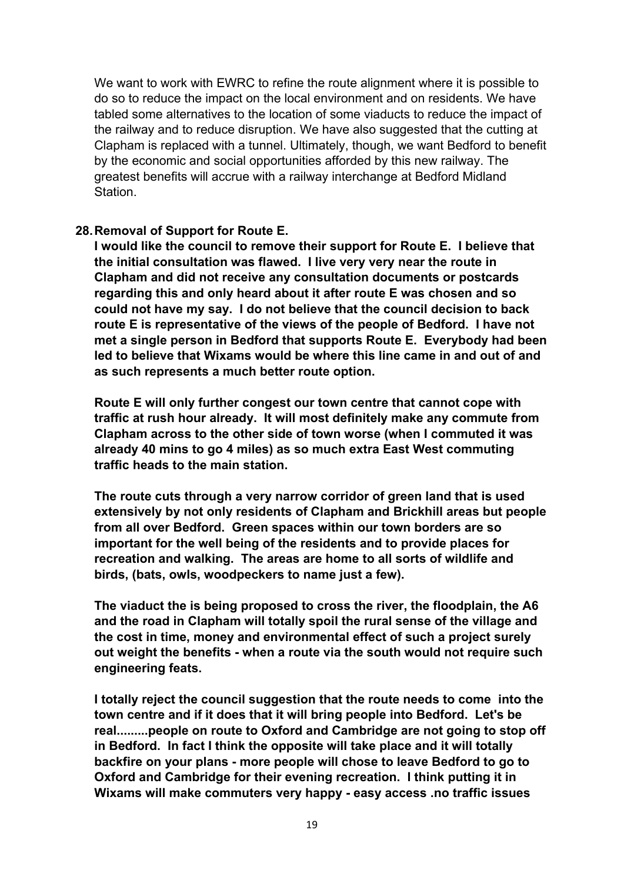We want to work with EWRC to refine the route alignment where it is possible to do so to reduce the impact on the local environment and on residents. We have tabled some alternatives to the location of some viaducts to reduce the impact of the railway and to reduce disruption. We have also suggested that the cutting at Clapham is replaced with a tunnel. Ultimately, though, we want Bedford to benefit by the economic and social opportunities afforded by this new railway. The greatest benefits will accrue with a railway interchange at Bedford Midland Station.

**28. Removal of Support for Route E.**

**I would like the council to remove their support for Route E. I believe that the initial consultation was flawed. I live very very near the route in Clapham and did not receive any consultation documents or postcards regarding this and only heard about it after route E was chosen and so could not have my say. I do not believe that the council decision to back route E is representative of the views of the people of Bedford. I have not met a single person in Bedford that supports Route E. Everybody had been led to believe that Wixams would be where this line came in and out of and as such represents a much better route option.**

**Route E will only further congest our town centre that cannot cope with traffic at rush hour already. It will most definitely make any commute from Clapham across to the other side of town worse (when I commuted it was already 40 mins to go 4 miles) as so much extra East West commuting traffic heads to the main station.**

**The route cuts through a very narrow corridor of green land that is used extensively by not only residents of Clapham and Brickhill areas but people from all over Bedford. Green spaces within our town borders are so important for the well being of the residents and to provide places for recreation and walking. The areas are home to all sorts of wildlife and birds, (bats, owls, woodpeckers to name just a few).**

**The viaduct the is being proposed to cross the river, the floodplain, the A6 and the road in Clapham will totally spoil the rural sense of the village and the cost in time, money and environmental effect of such a project surely out weight the benefits - when a route via the south would not require such engineering feats.**

**I totally reject the council suggestion that the route needs to come into the town centre and if it does that it will bring people into Bedford. Let's be real.........people on route to Oxford and Cambridge are not going to stop off in Bedford. In fact I think the opposite will take place and it will totally backfire on your plans - more people will chose to leave Bedford to go to Oxford and Cambridge for their evening recreation. I think putting it in Wixams will make commuters very happy - easy access .no traffic issues**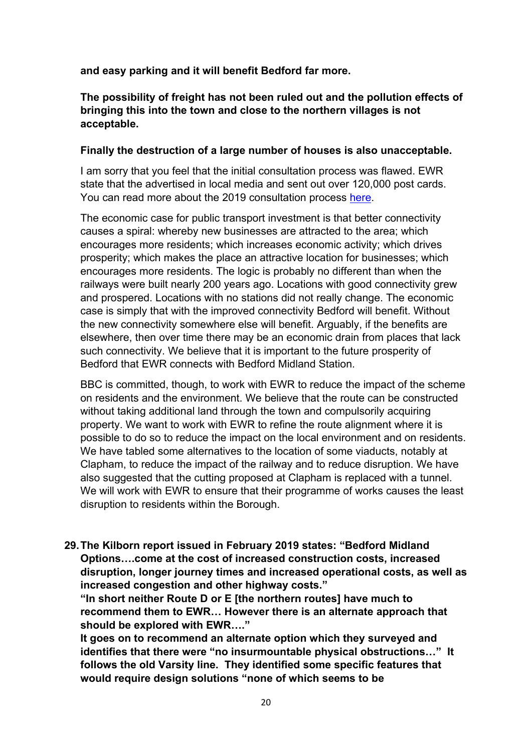**and easy parking and it will benefit Bedford far more.**

**The possibility of freight has not been ruled out and the pollution effects of bringing this into the town and close to the northern villages is not acceptable.**

**Finally the destruction of a large number of houses is also unacceptable.**

I am sorry that you feel that the initial consultation process was flawed. EWR state that the advertised in local media and sent out over 120,000 post cards. You can read more about the 2019 consultation process [here](#).

The economic case for public transport investment is that better connectivity causes a spiral: whereby new businesses are attracted to the area; which encourages more residents; which increases economic activity; which drives prosperity; which makes the place an attractive location for businesses; which encourages more residents. The logic is probably no different than when the railways were built nearly 200 years ago. Locations with good connectivity grew and prospered. Locations with no stations did not really change. The economic case is simply that with the improved connectivity Bedford will benefit. Without the new connectivity somewhere else will benefit. Arguably, if the benefits are elsewhere, then over time there may be an economic drain from places that lack such connectivity. We believe that it is important to the future prosperity of Bedford that EWR connects with Bedford Midland Station.

BBC is committed, though, to work with EWR to reduce the impact of the scheme on residents and the environment. We believe that the route can be constructed without taking additional land through the town and compulsorily acquiring property. We want to work with EWR to refine the route alignment where it is possible to do so to reduce the impact on the local environment and on residents. We have tabled some alternatives to the location of some viaducts, notably at Clapham, to reduce the impact of the railway and to reduce disruption. We have also suggested that the cutting proposed at Clapham is replaced with a tunnel. We will work with EWR to ensure that their programme of works causes the least disruption to residents within the Borough.

29. **The Kilborn report issued in February 2019 states: "Bedford Midland Options….come at the cost of increased construction costs, increased disruption, longer journey times and increased operational costs, as well as increased congestion and other highway costs."**
    **"In short neither Route D or E [the northern routes] have much to recommend them to EWR… However there is an alternate approach that should be explored with EWR…."**
    **It goes on to recommend an alternate option which they surveyed and identifies that there were "no insurmountable physical obstructions…" It follows the old Varsity line. They identified some specific features that would require design solutions "none of which seems to be**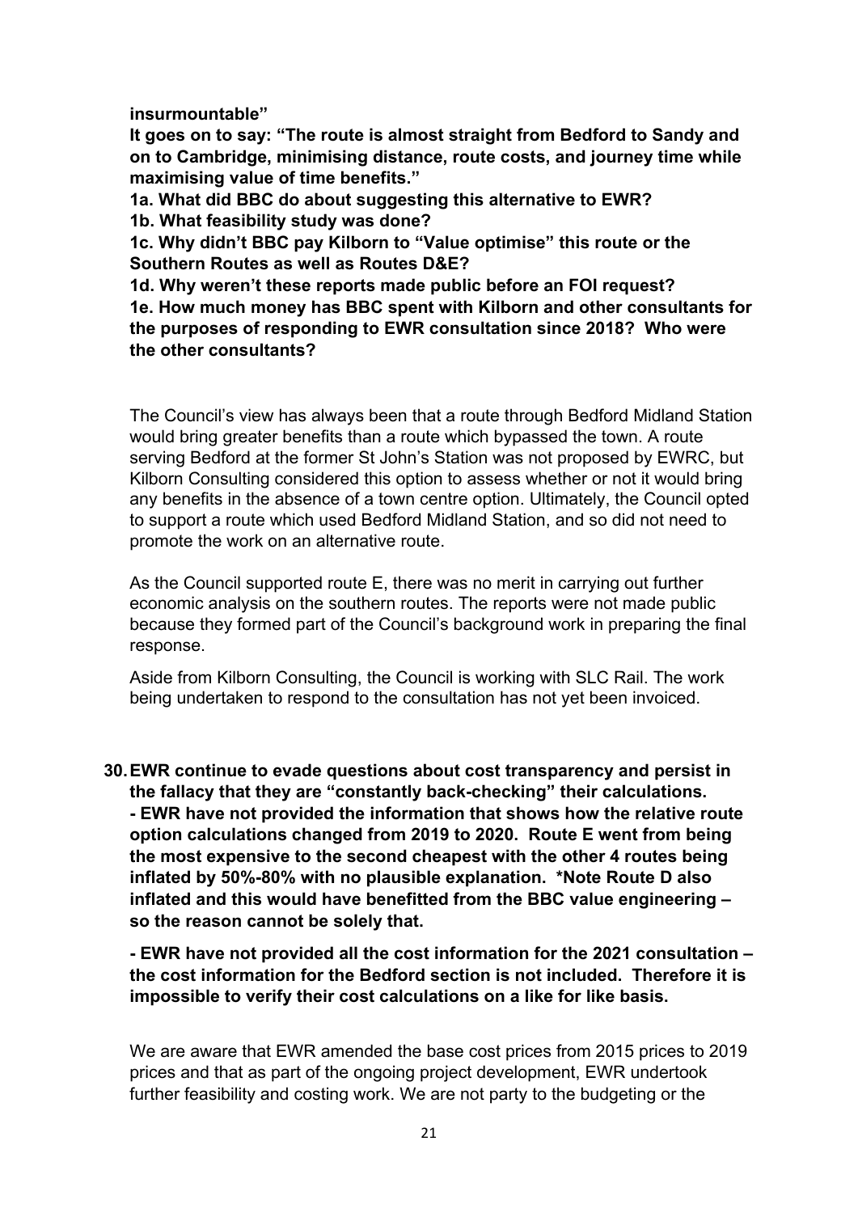**insurmountable"**

**It goes on to say: "The route is almost straight from Bedford to Sandy and on to Cambridge, minimising distance, route costs, and journey time while maximising value of time benefits."**

**1a. What did BBC do about suggesting this alternative to EWR?**

**1b. What feasibility study was done?**

**1c. Why didn't BBC pay Kilborn to "Value optimise" this route or the Southern Routes as well as Routes D&E?**

**1d. Why weren't these reports made public before an FOI request?**

**1e. How much money has BBC spent with Kilborn and other consultants for the purposes of responding to EWR consultation since 2018? Who were the other consultants?**

The Council's view has always been that a route through Bedford Midland Station would bring greater benefits than a route which bypassed the town. A route serving Bedford at the former St John's Station was not proposed by EWRC, but Kilborn Consulting considered this option to assess whether or not it would bring any benefits in the absence of a town centre option. Ultimately, the Council opted to support a route which used Bedford Midland Station, and so did not need to promote the work on an alternative route.

As the Council supported route E, there was no merit in carrying out further economic analysis on the southern routes. The reports were not made public because they formed part of the Council's background work in preparing the final response.

Aside from Kilborn Consulting, the Council is working with SLC Rail. The work being undertaken to respond to the consultation has not yet been invoiced.

30. **EWR continue to evade questions about cost transparency and persist in the fallacy that they are "constantly back-checking" their calculations.**

    **- EWR have not provided the information that shows how the relative route option calculations changed from 2019 to 2020. Route E went from being the most expensive to the second cheapest with the other 4 routes being inflated by 50%-80% with no plausible explanation. *Note Route D also inflated and this would have benefitted from the BBC value engineering – so the reason cannot be solely that.**

    **- EWR have not provided all the cost information for the 2021 consultation – the cost information for the Bedford section is not included. Therefore it is impossible to verify their cost calculations on a like for like basis.**

We are aware that EWR amended the base cost prices from 2015 prices to 2019 prices and that as part of the ongoing project development, EWR undertook further feasibility and costing work. We are not party to the budgeting or the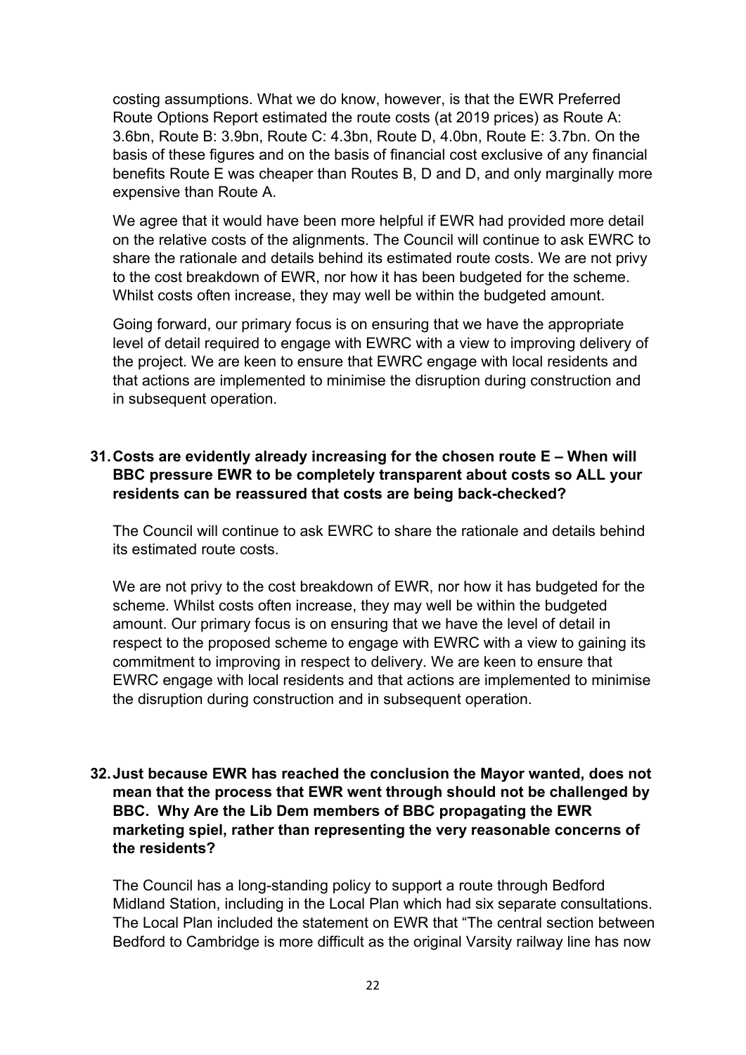costing assumptions. What we do know, however, is that the EWR Preferred Route Options Report estimated the route costs (at 2019 prices) as Route A: 3.6bn, Route B: 3.9bn, Route C: 4.3bn, Route D, 4.0bn, Route E: 3.7bn. On the basis of these figures and on the basis of financial cost exclusive of any financial benefits Route E was cheaper than Routes B, D and D, and only marginally more expensive than Route A.

We agree that it would have been more helpful if EWR had provided more detail on the relative costs of the alignments. The Council will continue to ask EWRC to share the rationale and details behind its estimated route costs. We are not privy to the cost breakdown of EWR, nor how it has been budgeted for the scheme. Whilst costs often increase, they may well be within the budgeted amount.

Going forward, our primary focus is on ensuring that we have the appropriate level of detail required to engage with EWRC with a view to improving delivery of the project. We are keen to ensure that EWRC engage with local residents and that actions are implemented to minimise the disruption during construction and in subsequent operation.

**31. Costs are evidently already increasing for the chosen route E – When will BBC pressure EWR to be completely transparent about costs so ALL your residents can be reassured that costs are being back-checked?**

The Council will continue to ask EWRC to share the rationale and details behind its estimated route costs.

We are not privy to the cost breakdown of EWR, nor how it has budgeted for the scheme. Whilst costs often increase, they may well be within the budgeted amount. Our primary focus is on ensuring that we have the level of detail in respect to the proposed scheme to engage with EWRC with a view to gaining its commitment to improving in respect to delivery. We are keen to ensure that EWRC engage with local residents and that actions are implemented to minimise the disruption during construction and in subsequent operation.

**32. Just because EWR has reached the conclusion the Mayor wanted, does not mean that the process that EWR went through should not be challenged by BBC. Why Are the Lib Dem members of BBC propagating the EWR marketing spiel, rather than representing the very reasonable concerns of the residents?**

The Council has a long-standing policy to support a route through Bedford Midland Station, including in the Local Plan which had six separate consultations. The Local Plan included the statement on EWR that "The central section between Bedford to Cambridge is more difficult as the original Varsity railway line has now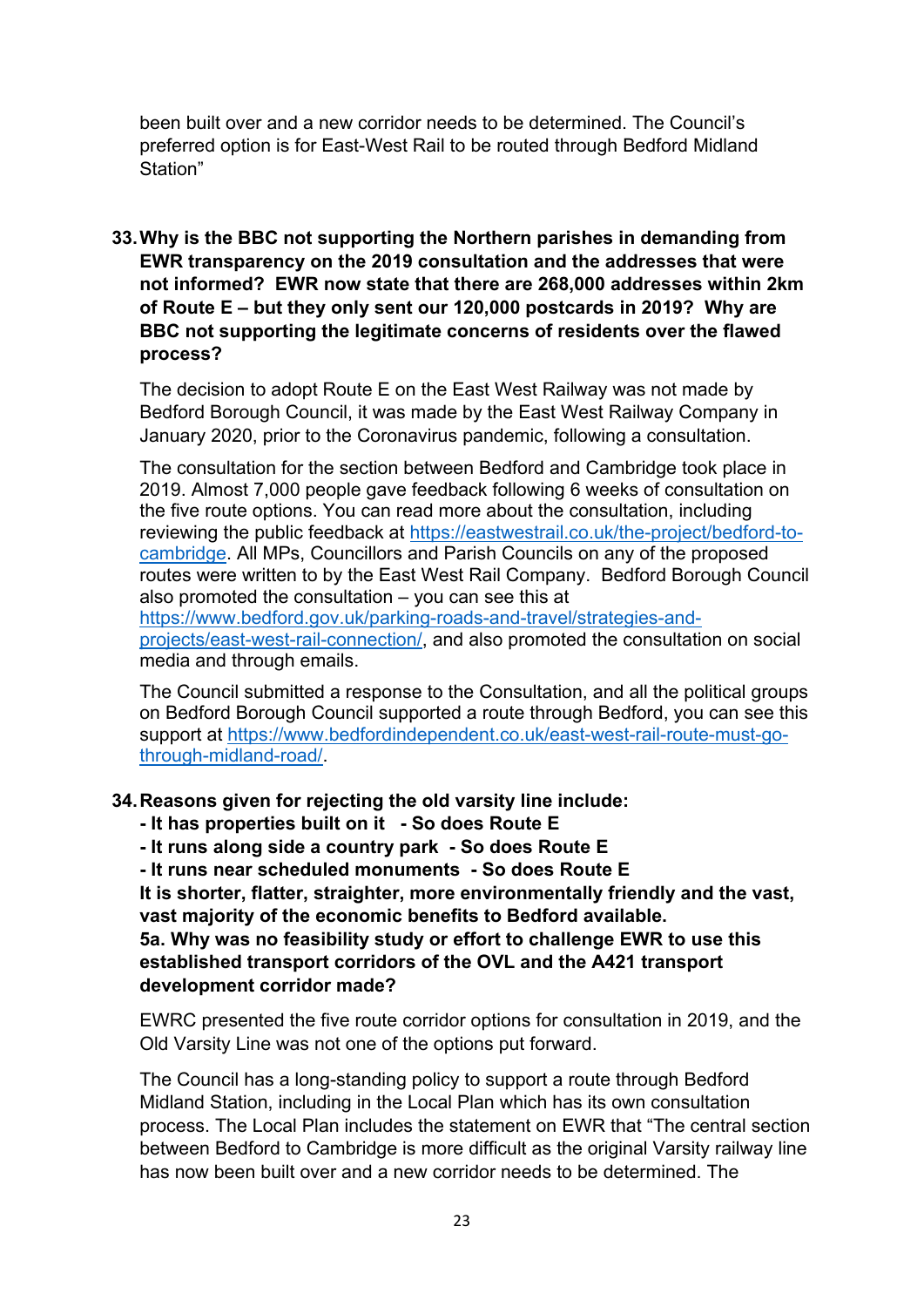been built over and a new corridor needs to be determined. The Council's preferred option is for East-West Rail to be routed through Bedford Midland Station"

**33. Why is the BBC not supporting the Northern parishes in demanding from EWR transparency on the 2019 consultation and the addresses that were not informed? EWR now state that there are 268,000 addresses within 2km of Route E – but they only sent our 120,000 postcards in 2019? Why are BBC not supporting the legitimate concerns of residents over the flawed process?**

The decision to adopt Route E on the East West Railway was not made by Bedford Borough Council, it was made by the East West Railway Company in January 2020, prior to the Coronavirus pandemic, following a consultation.

The consultation for the section between Bedford and Cambridge took place in 2019. Almost 7,000 people gave feedback following 6 weeks of consultation on the five route options. You can read more about the consultation, including reviewing the public feedback at [https://eastwestrail.co.uk/the-project/bedford-to-cambridge](https://eastwestrail.co.uk/the-project/bedford-to-cambridge). All MPs, Councillors and Parish Councils on any of the proposed routes were written to by the East West Rail Company. Bedford Borough Council also promoted the consultation – you can see this at [https://www.bedford.gov.uk/parking-roads-and-travel/strategies-and-projects/east-west-rail-connection/](https://www.bedford.gov.uk/parking-roads-and-travel/strategies-and-projects/east-west-rail-connection/), and also promoted the consultation on social media and through emails.

The Council submitted a response to the Consultation, and all the political groups on Bedford Borough Council supported a route through Bedford, you can see this support at [https://www.bedfordindependent.co.uk/east-west-rail-route-must-go-through-midland-road/](https://www.bedfordindependent.co.uk/east-west-rail-route-must-go-through-midland-road/).

**34. Reasons given for rejecting the old varsity line include:**
**- It has properties built on it - So does Route E**
**- It runs along side a country park - So does Route E**
**- It runs near scheduled monuments - So does Route E**
**It is shorter, flatter, straighter, more environmentally friendly and the vast, vast majority of the economic benefits to Bedford available.**
**5a. Why was no feasibility study or effort to challenge EWR to use this established transport corridors of the OVL and the A421 transport development corridor made?**

EWRC presented the five route corridor options for consultation in 2019, and the Old Varsity Line was not one of the options put forward.

The Council has a long-standing policy to support a route through Bedford Midland Station, including in the Local Plan which has its own consultation process. The Local Plan includes the statement on EWR that "The central section between Bedford to Cambridge is more difficult as the original Varsity railway line has now been built over and a new corridor needs to be determined. The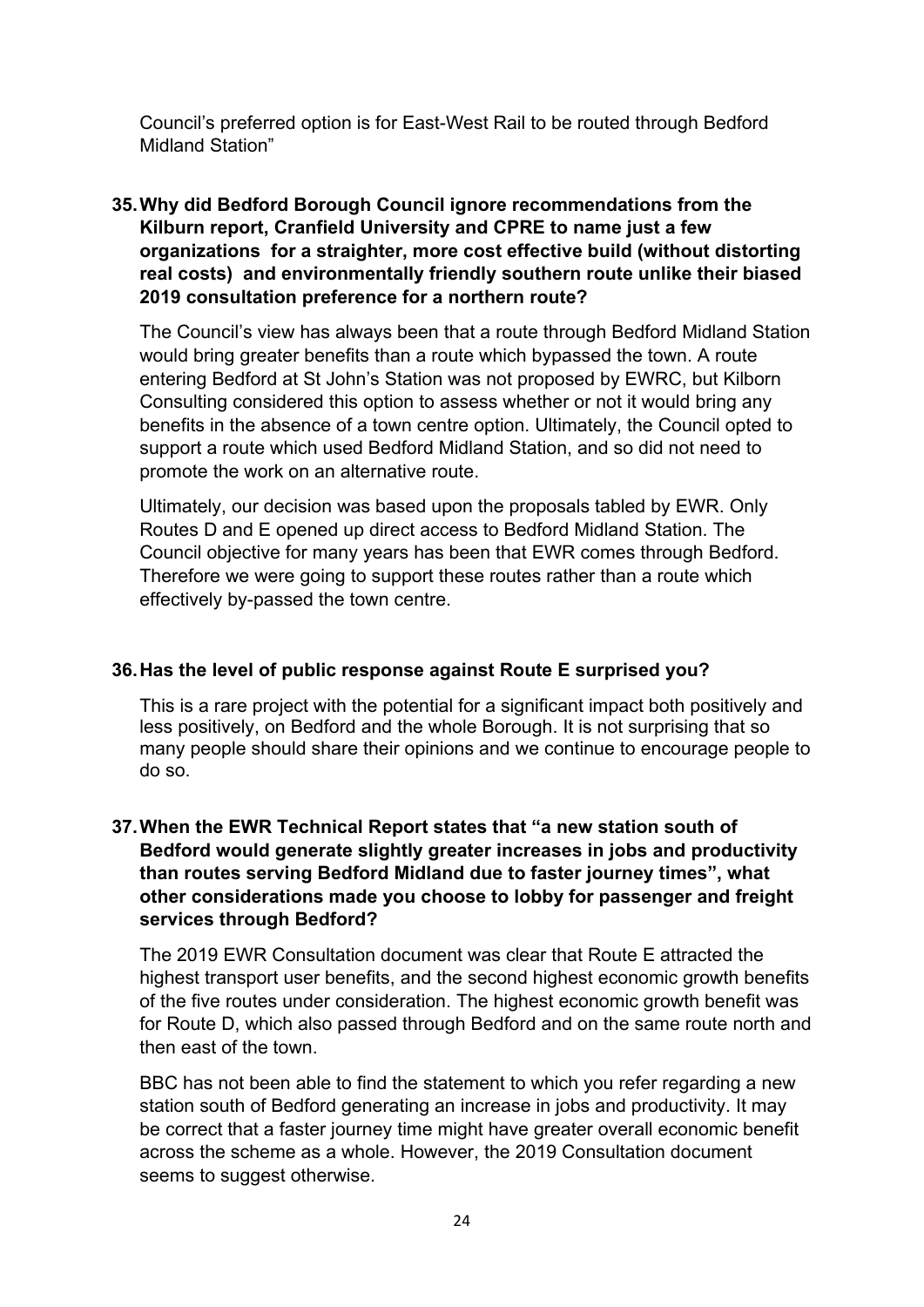Council's preferred option is for East-West Rail to be routed through Bedford Midland Station"

**35. Why did Bedford Borough Council ignore recommendations from the Kilburn report, Cranfield University and CPRE to name just a few organizations for a straighter, more cost effective build (without distorting real costs) and environmentally friendly southern route unlike their biased 2019 consultation preference for a northern route?**

The Council's view has always been that a route through Bedford Midland Station would bring greater benefits than a route which bypassed the town. A route entering Bedford at St John's Station was not proposed by EWRC, but Kilborn Consulting considered this option to assess whether or not it would bring any benefits in the absence of a town centre option. Ultimately, the Council opted to support a route which used Bedford Midland Station, and so did not need to promote the work on an alternative route.

Ultimately, our decision was based upon the proposals tabled by EWR. Only Routes D and E opened up direct access to Bedford Midland Station. The Council objective for many years has been that EWR comes through Bedford. Therefore we were going to support these routes rather than a route which effectively by-passed the town centre.

**36. Has the level of public response against Route E surprised you?**

This is a rare project with the potential for a significant impact both positively and less positively, on Bedford and the whole Borough. It is not surprising that so many people should share their opinions and we continue to encourage people to do so.

**37. When the EWR Technical Report states that "a new station south of Bedford would generate slightly greater increases in jobs and productivity than routes serving Bedford Midland due to faster journey times", what other considerations made you choose to lobby for passenger and freight services through Bedford?**

The 2019 EWR Consultation document was clear that Route E attracted the highest transport user benefits, and the second highest economic growth benefits of the five routes under consideration. The highest economic growth benefit was for Route D, which also passed through Bedford and on the same route north and then east of the town.

BBC has not been able to find the statement to which you refer regarding a new station south of Bedford generating an increase in jobs and productivity. It may be correct that a faster journey time might have greater overall economic benefit across the scheme as a whole. However, the 2019 Consultation document seems to suggest otherwise.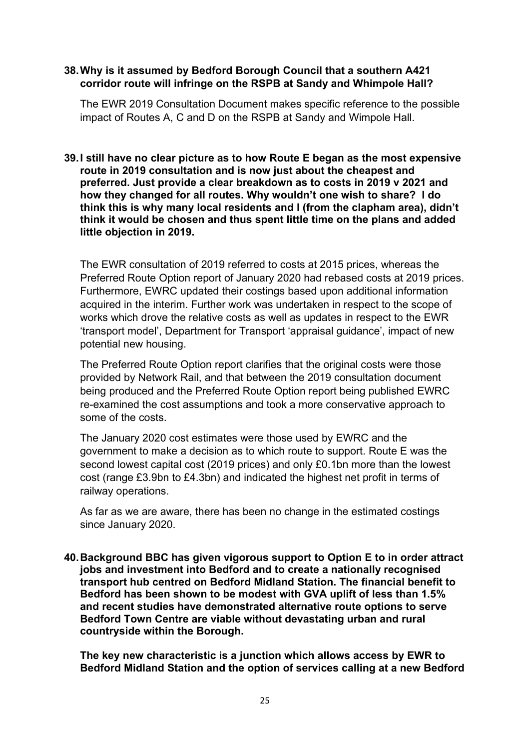**38. Why is it assumed by Bedford Borough Council that a southern A421 corridor route will infringe on the RSPB at Sandy and Whimpole Hall?**

The EWR 2019 Consultation Document makes specific reference to the possible impact of Routes A, C and D on the RSPB at Sandy and Wimpole Hall.

**39. I still have no clear picture as to how Route E began as the most expensive route in 2019 consultation and is now just about the cheapest and preferred. Just provide a clear breakdown as to costs in 2019 v 2021 and how they changed for all routes. Why wouldn't one wish to share? I do think this is why many local residents and I (from the clapham area), didn't think it would be chosen and thus spent little time on the plans and added little objection in 2019.**

The EWR consultation of 2019 referred to costs at 2015 prices, whereas the Preferred Route Option report of January 2020 had rebased costs at 2019 prices. Furthermore, EWRC updated their costings based upon additional information acquired in the interim. Further work was undertaken in respect to the scope of works which drove the relative costs as well as updates in respect to the EWR 'transport model', Department for Transport 'appraisal guidance', impact of new potential new housing.

The Preferred Route Option report clarifies that the original costs were those provided by Network Rail, and that between the 2019 consultation document being produced and the Preferred Route Option report being published EWRC re-examined the cost assumptions and took a more conservative approach to some of the costs.

The January 2020 cost estimates were those used by EWRC and the government to make a decision as to which route to support. Route E was the second lowest capital cost (2019 prices) and only £0.1bn more than the lowest cost (range £3.9bn to £4.3bn) and indicated the highest net profit in terms of railway operations.

As far as we are aware, there has been no change in the estimated costings since January 2020.

**40. Background BBC has given vigorous support to Option E to in order attract jobs and investment into Bedford and to create a nationally recognised transport hub centred on Bedford Midland Station. The financial benefit to Bedford has been shown to be modest with GVA uplift of less than 1.5% and recent studies have demonstrated alternative route options to serve Bedford Town Centre are viable without devastating urban and rural countryside within the Borough.**

**The key new characteristic is a junction which allows access by EWR to Bedford Midland Station and the option of services calling at a new Bedford**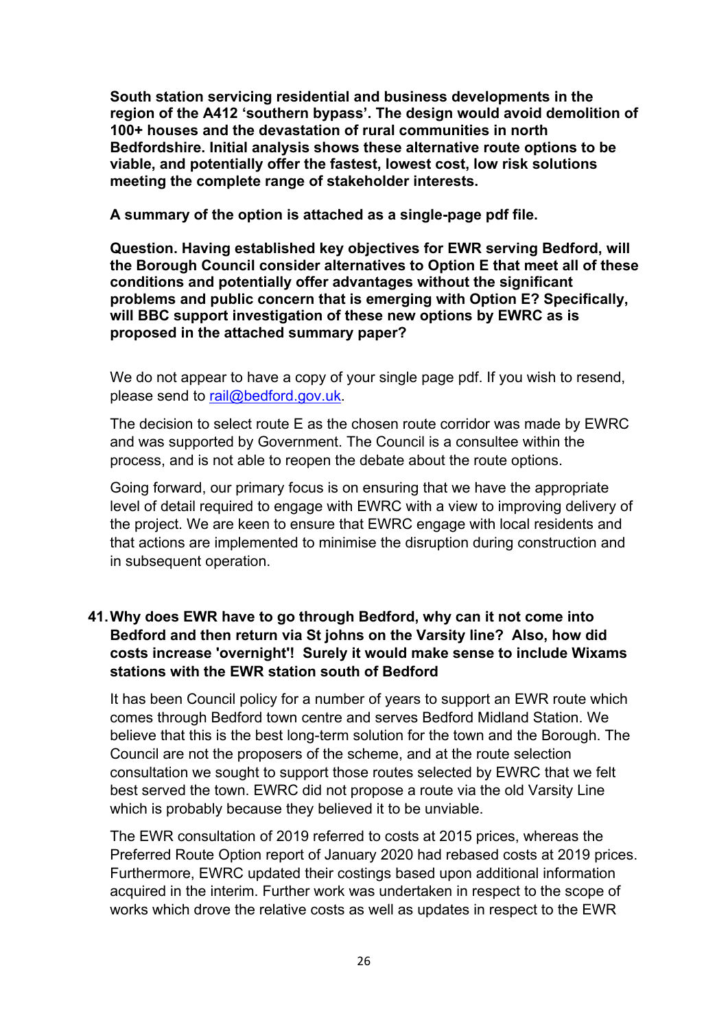**South station servicing residential and business developments in the region of the A412 'southern bypass'. The design would avoid demolition of 100+ houses and the devastation of rural communities in north Bedfordshire. Initial analysis shows these alternative route options to be viable, and potentially offer the fastest, lowest cost, low risk solutions meeting the complete range of stakeholder interests.**

**A summary of the option is attached as a single-page pdf file.**

**Question. Having established key objectives for EWR serving Bedford, will the Borough Council consider alternatives to Option E that meet all of these conditions and potentially offer advantages without the significant problems and public concern that is emerging with Option E? Specifically, will BBC support investigation of these new options by EWRC as is proposed in the attached summary paper?**

We do not appear to have a copy of your single page pdf. If you wish to resend, please send to rail@bedford.gov.uk.

The decision to select route E as the chosen route corridor was made by EWRC and was supported by Government. The Council is a consultee within the process, and is not able to reopen the debate about the route options.

Going forward, our primary focus is on ensuring that we have the appropriate level of detail required to engage with EWRC with a view to improving delivery of the project. We are keen to ensure that EWRC engage with local residents and that actions are implemented to minimise the disruption during construction and in subsequent operation.

41. **Why does EWR have to go through Bedford, why can it not come into Bedford and then return via St johns on the Varsity line? Also, how did costs increase 'overnight'! Surely it would make sense to include Wixams stations with the EWR station south of Bedford**

It has been Council policy for a number of years to support an EWR route which comes through Bedford town centre and serves Bedford Midland Station. We believe that this is the best long-term solution for the town and the Borough. The Council are not the proposers of the scheme, and at the route selection consultation we sought to support those routes selected by EWRC that we felt best served the town. EWRC did not propose a route via the old Varsity Line which is probably because they believed it to be unviable.

The EWR consultation of 2019 referred to costs at 2015 prices, whereas the Preferred Route Option report of January 2020 had rebased costs at 2019 prices. Furthermore, EWRC updated their costings based upon additional information acquired in the interim. Further work was undertaken in respect to the scope of works which drove the relative costs as well as updates in respect to the EWR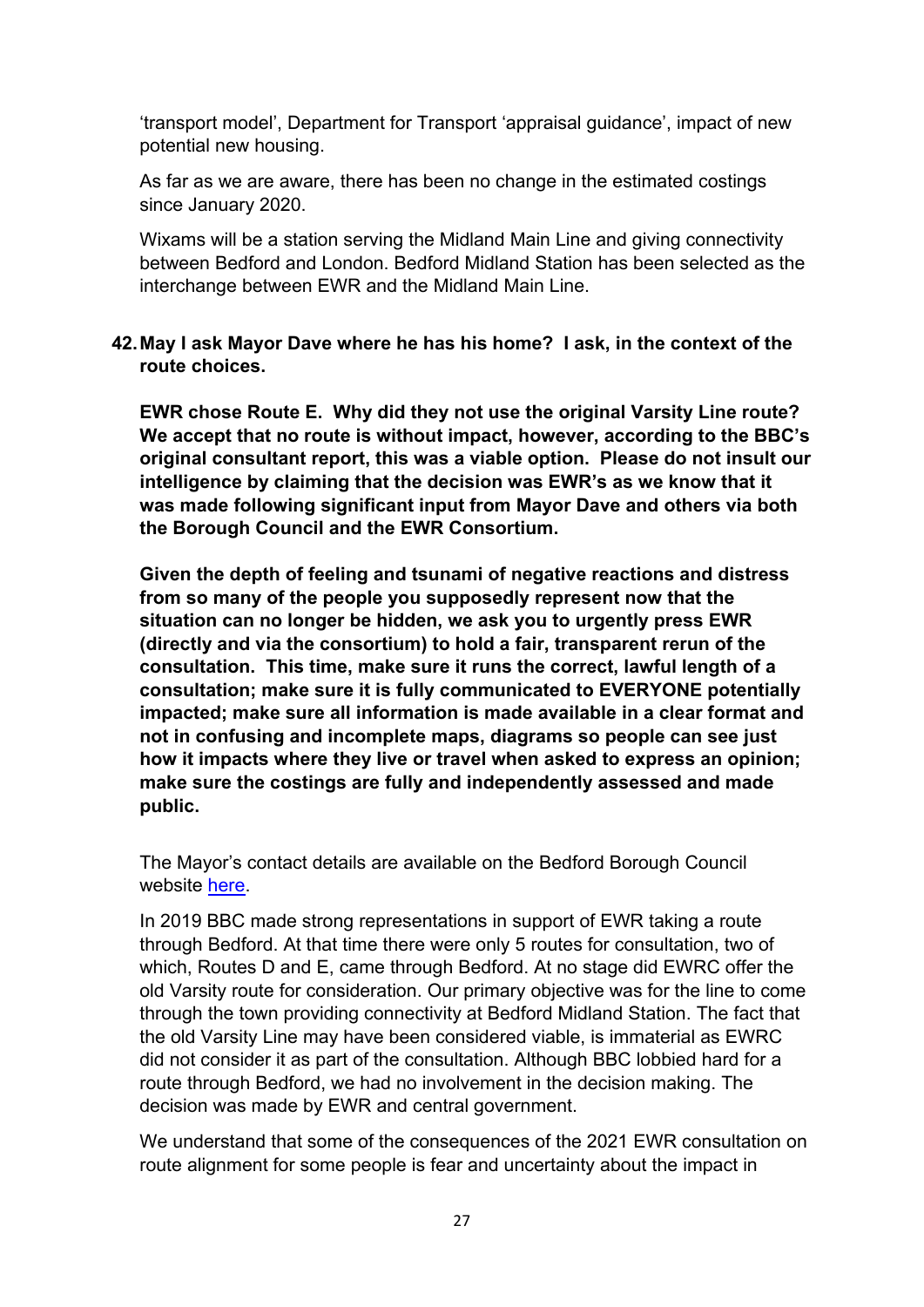'transport model', Department for Transport 'appraisal guidance', impact of new potential new housing.

As far as we are aware, there has been no change in the estimated costings since January 2020.

Wixams will be a station serving the Midland Main Line and giving connectivity between Bedford and London. Bedford Midland Station has been selected as the interchange between EWR and the Midland Main Line.

**42. May I ask Mayor Dave where he has his home? I ask, in the context of the route choices.**

**EWR chose Route E. Why did they not use the original Varsity Line route? We accept that no route is without impact, however, according to the BBC's original consultant report, this was a viable option. Please do not insult our intelligence by claiming that the decision was EWR's as we know that it was made following significant input from Mayor Dave and others via both the Borough Council and the EWR Consortium.**

**Given the depth of feeling and tsunami of negative reactions and distress from so many of the people you supposedly represent now that the situation can no longer be hidden, we ask you to urgently press EWR (directly and via the consortium) to hold a fair, transparent rerun of the consultation. This time, make sure it runs the correct, lawful length of a consultation; make sure it is fully communicated to EVERYONE potentially impacted; make sure all information is made available in a clear format and not in confusing and incomplete maps, diagrams so people can see just how it impacts where they live or travel when asked to express an opinion; make sure the costings are fully and independently assessed and made public.**

The Mayor's contact details are available on the Bedford Borough Council website here.

In 2019 BBC made strong representations in support of EWR taking a route through Bedford. At that time there were only 5 routes for consultation, two of which, Routes D and E, came through Bedford. At no stage did EWRC offer the old Varsity route for consideration. Our primary objective was for the line to come through the town providing connectivity at Bedford Midland Station. The fact that the old Varsity Line may have been considered viable, is immaterial as EWRC did not consider it as part of the consultation. Although BBC lobbied hard for a route through Bedford, we had no involvement in the decision making. The decision was made by EWR and central government.

We understand that some of the consequences of the 2021 EWR consultation on route alignment for some people is fear and uncertainty about the impact in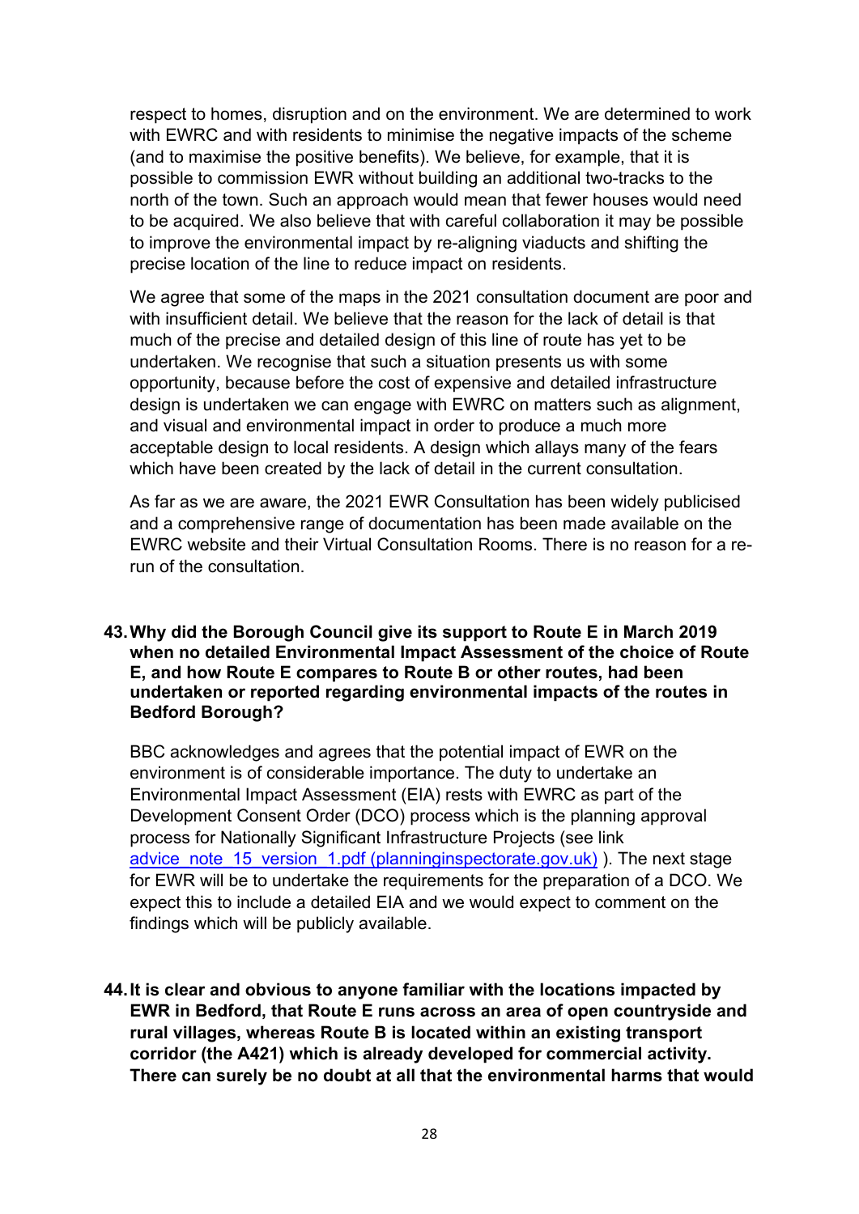respect to homes, disruption and on the environment. We are determined to work with EWRC and with residents to minimise the negative impacts of the scheme (and to maximise the positive benefits). We believe, for example, that it is possible to commission EWR without building an additional two-tracks to the north of the town. Such an approach would mean that fewer houses would need to be acquired. We also believe that with careful collaboration it may be possible to improve the environmental impact by re-aligning viaducts and shifting the precise location of the line to reduce impact on residents.

We agree that some of the maps in the 2021 consultation document are poor and with insufficient detail. We believe that the reason for the lack of detail is that much of the precise and detailed design of this line of route has yet to be undertaken. We recognise that such a situation presents us with some opportunity, because before the cost of expensive and detailed infrastructure design is undertaken we can engage with EWRC on matters such as alignment, and visual and environmental impact in order to produce a much more acceptable design to local residents. A design which allays many of the fears which have been created by the lack of detail in the current consultation.

As far as we are aware, the 2021 EWR Consultation has been widely publicised and a comprehensive range of documentation has been made available on the EWRC website and their Virtual Consultation Rooms. There is no reason for a re-run of the consultation.

**43. Why did the Borough Council give its support to Route E in March 2019 when no detailed Environmental Impact Assessment of the choice of Route E, and how Route E compares to Route B or other routes, had been undertaken or reported regarding environmental impacts of the routes in Bedford Borough?**

BBC acknowledges and agrees that the potential impact of EWR on the environment is of considerable importance. The duty to undertake an Environmental Impact Assessment (EIA) rests with EWRC as part of the Development Consent Order (DCO) process which is the planning approval process for Nationally Significant Infrastructure Projects (see link [advice_note_15_version_1.pdf (planninginspectorate.gov.uk)](advice_note_15_version_1.pdf) ). The next stage for EWR will be to undertake the requirements for the preparation of a DCO. We expect this to include a detailed EIA and we would expect to comment on the findings which will be publicly available.

**44. It is clear and obvious to anyone familiar with the locations impacted by EWR in Bedford, that Route E runs across an area of open countryside and rural villages, whereas Route B is located within an existing transport corridor (the A421) which is already developed for commercial activity. There can surely be no doubt at all that the environmental harms that would**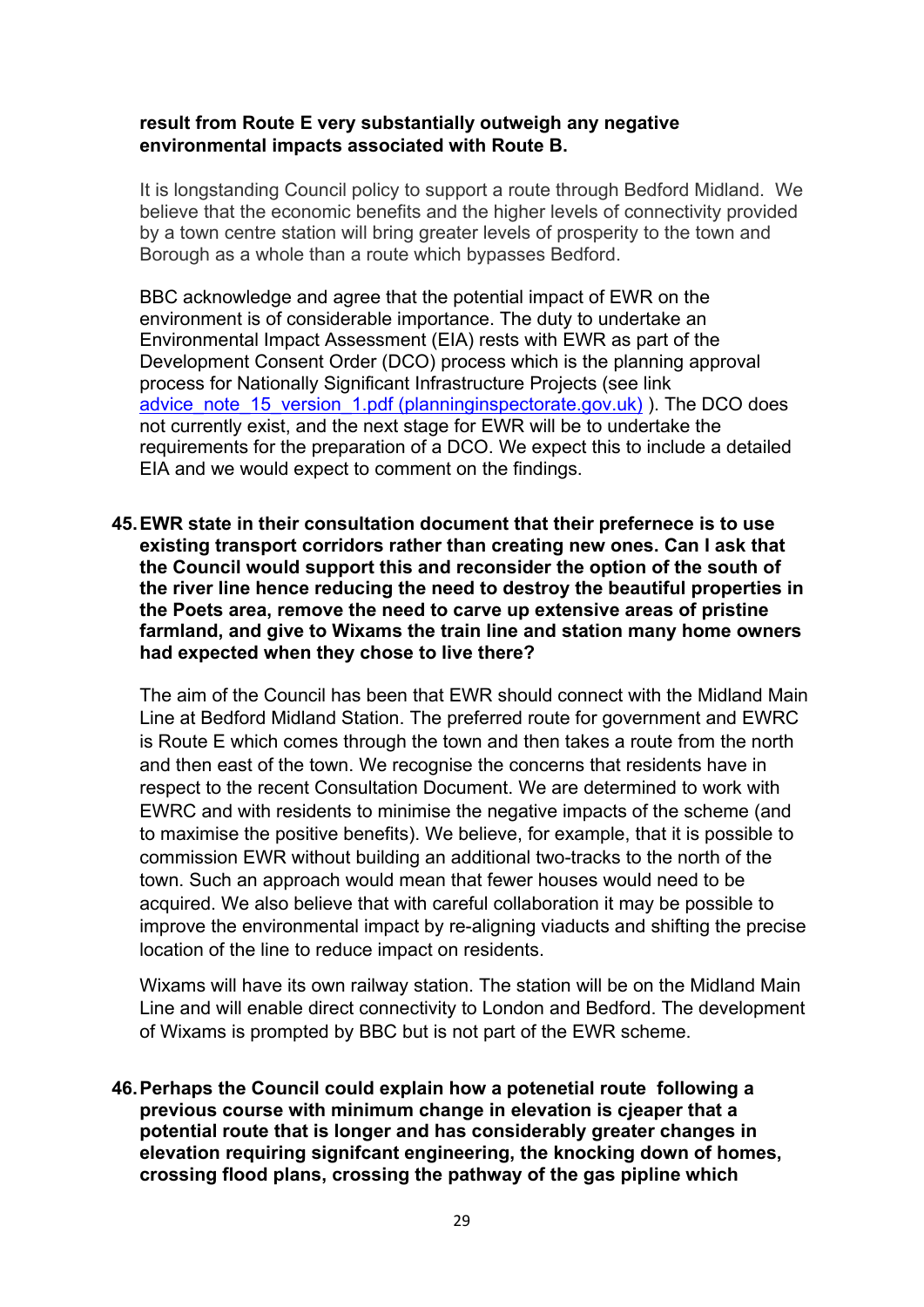**result from Route E very substantially outweigh any negative environmental impacts associated with Route B.**

It is longstanding Council policy to support a route through Bedford Midland. We believe that the economic benefits and the higher levels of connectivity provided by a town centre station will bring greater levels of prosperity to the town and Borough as a whole than a route which bypasses Bedford.

BBC acknowledge and agree that the potential impact of EWR on the environment is of considerable importance. The duty to undertake an Environmental Impact Assessment (EIA) rests with EWR as part of the Development Consent Order (DCO) process which is the planning approval process for Nationally Significant Infrastructure Projects (see link [advice_note_15_version_1.pdf (planninginspectorate.gov.uk)](advice_note_15_version_1.pdf) ). The DCO does not currently exist, and the next stage for EWR will be to undertake the requirements for the preparation of a DCO. We expect this to include a detailed EIA and we would expect to comment on the findings.

45. **EWR state in their consultation document that their prefernece is to use existing transport corridors rather than creating new ones. Can I ask that the Council would support this and reconsider the option of the south of the river line hence reducing the need to destroy the beautiful properties in the Poets area, remove the need to carve up extensive areas of pristine farmland, and give to Wixams the train line and station many home owners had expected when they chose to live there?**

The aim of the Council has been that EWR should connect with the Midland Main Line at Bedford Midland Station. The preferred route for government and EWRC is Route E which comes through the town and then takes a route from the north and then east of the town. We recognise the concerns that residents have in respect to the recent Consultation Document. We are determined to work with EWRC and with residents to minimise the negative impacts of the scheme (and to maximise the positive benefits). We believe, for example, that it is possible to commission EWR without building an additional two-tracks to the north of the town. Such an approach would mean that fewer houses would need to be acquired. We also believe that with careful collaboration it may be possible to improve the environmental impact by re-aligning viaducts and shifting the precise location of the line to reduce impact on residents.

Wixams will have its own railway station. The station will be on the Midland Main Line and will enable direct connectivity to London and Bedford. The development of Wixams is prompted by BBC but is not part of the EWR scheme.

46. **Perhaps the Council could explain how a potenetial route following a previous course with minimum change in elevation is cjeaper that a potential route that is longer and has considerably greater changes in elevation requiring signifcant engineering, the knocking down of homes, crossing flood plans, crossing the pathway of the gas pipline which**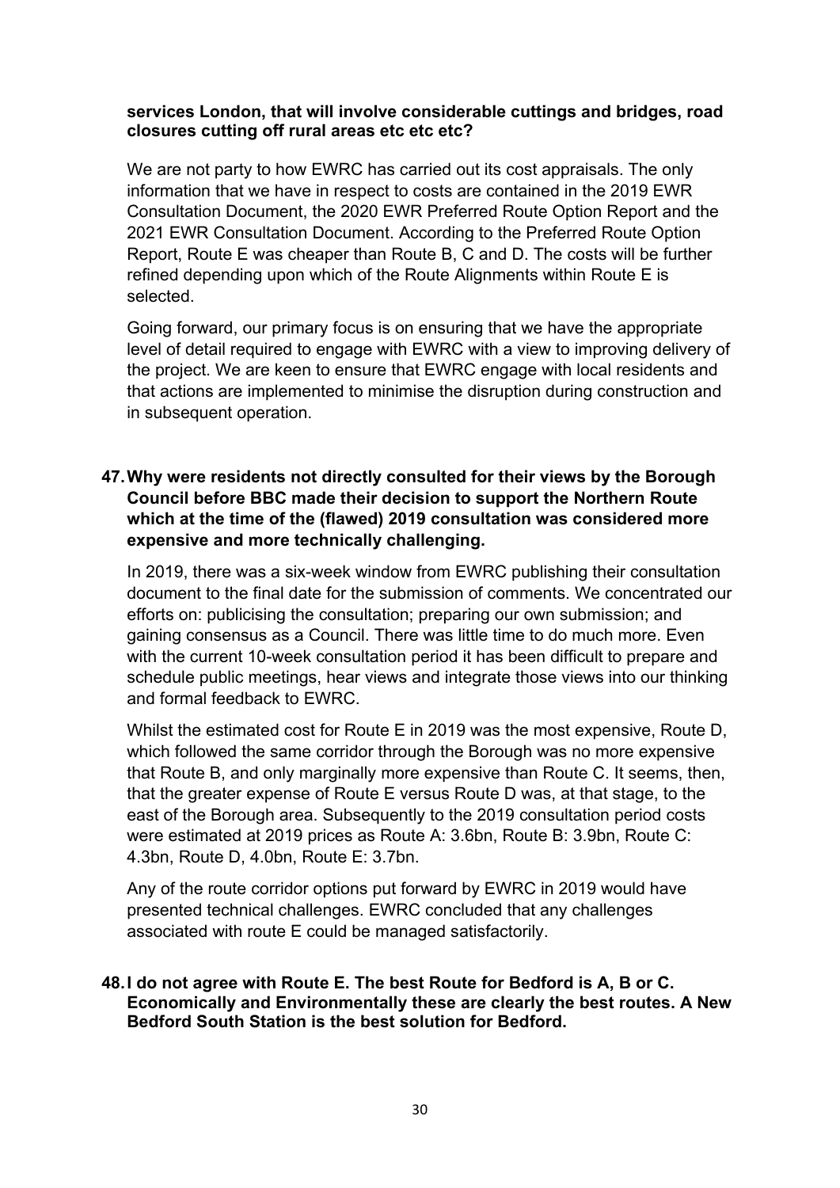**services London, that will involve considerable cuttings and bridges, road closures cutting off rural areas etc etc etc?**

We are not party to how EWRC has carried out its cost appraisals. The only information that we have in respect to costs are contained in the 2019 EWR Consultation Document, the 2020 EWR Preferred Route Option Report and the 2021 EWR Consultation Document. According to the Preferred Route Option Report, Route E was cheaper than Route B, C and D. The costs will be further refined depending upon which of the Route Alignments within Route E is selected.

Going forward, our primary focus is on ensuring that we have the appropriate level of detail required to engage with EWRC with a view to improving delivery of the project. We are keen to ensure that EWRC engage with local residents and that actions are implemented to minimise the disruption during construction and in subsequent operation.

**47. Why were residents not directly consulted for their views by the Borough Council before BBC made their decision to support the Northern Route which at the time of the (flawed) 2019 consultation was considered more expensive and more technically challenging.**

In 2019, there was a six-week window from EWRC publishing their consultation document to the final date for the submission of comments. We concentrated our efforts on: publicising the consultation; preparing our own submission; and gaining consensus as a Council. There was little time to do much more. Even with the current 10-week consultation period it has been difficult to prepare and schedule public meetings, hear views and integrate those views into our thinking and formal feedback to EWRC.

Whilst the estimated cost for Route E in 2019 was the most expensive, Route D, which followed the same corridor through the Borough was no more expensive that Route B, and only marginally more expensive than Route C. It seems, then, that the greater expense of Route E versus Route D was, at that stage, to the east of the Borough area. Subsequently to the 2019 consultation period costs were estimated at 2019 prices as Route A: 3.6bn, Route B: 3.9bn, Route C: 4.3bn, Route D, 4.0bn, Route E: 3.7bn.

Any of the route corridor options put forward by EWRC in 2019 would have presented technical challenges. EWRC concluded that any challenges associated with route E could be managed satisfactorily.

**48. I do not agree with Route E. The best Route for Bedford is A, B or C. Economically and Environmentally these are clearly the best routes. A New Bedford South Station is the best solution for Bedford.**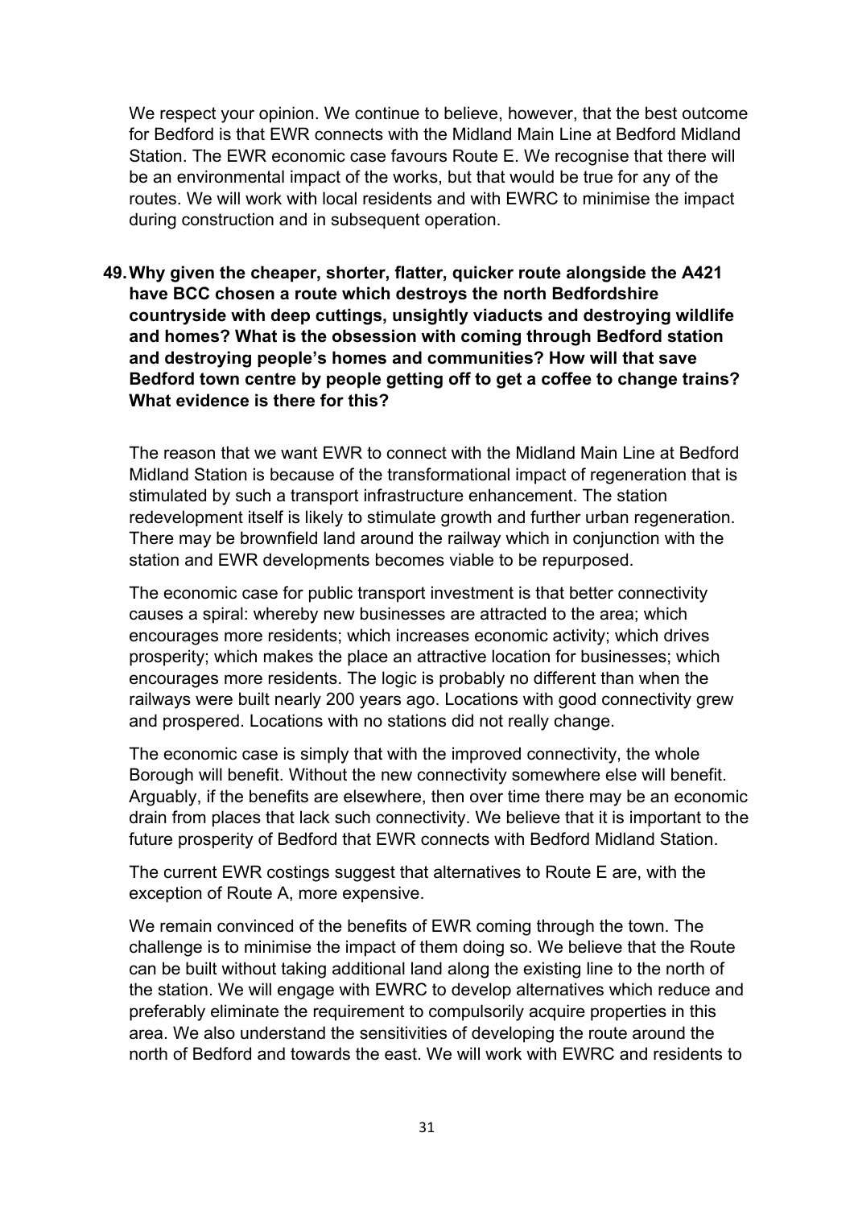We respect your opinion. We continue to believe, however, that the best outcome for Bedford is that EWR connects with the Midland Main Line at Bedford Midland Station. The EWR economic case favours Route E. We recognise that there will be an environmental impact of the works, but that would be true for any of the routes. We will work with local residents and with EWRC to minimise the impact during construction and in subsequent operation.

49. **Why given the cheaper, shorter, flatter, quicker route alongside the A421 have BCC chosen a route which destroys the north Bedfordshire countryside with deep cuttings, unsightly viaducts and destroying wildlife and homes? What is the obsession with coming through Bedford station and destroying people's homes and communities? How will that save Bedford town centre by people getting off to get a coffee to change trains? What evidence is there for this?**

The reason that we want EWR to connect with the Midland Main Line at Bedford Midland Station is because of the transformational impact of regeneration that is stimulated by such a transport infrastructure enhancement. The station redevelopment itself is likely to stimulate growth and further urban regeneration. There may be brownfield land around the railway which in conjunction with the station and EWR developments becomes viable to be repurposed.

The economic case for public transport investment is that better connectivity causes a spiral: whereby new businesses are attracted to the area; which encourages more residents; which increases economic activity; which drives prosperity; which makes the place an attractive location for businesses; which encourages more residents. The logic is probably no different than when the railways were built nearly 200 years ago. Locations with good connectivity grew and prospered. Locations with no stations did not really change.

The economic case is simply that with the improved connectivity, the whole Borough will benefit. Without the new connectivity somewhere else will benefit. Arguably, if the benefits are elsewhere, then over time there may be an economic drain from places that lack such connectivity. We believe that it is important to the future prosperity of Bedford that EWR connects with Bedford Midland Station.

The current EWR costings suggest that alternatives to Route E are, with the exception of Route A, more expensive.

We remain convinced of the benefits of EWR coming through the town. The challenge is to minimise the impact of them doing so. We believe that the Route can be built without taking additional land along the existing line to the north of the station. We will engage with EWRC to develop alternatives which reduce and preferably eliminate the requirement to compulsorily acquire properties in this area. We also understand the sensitivities of developing the route around the north of Bedford and towards the east. We will work with EWRC and residents to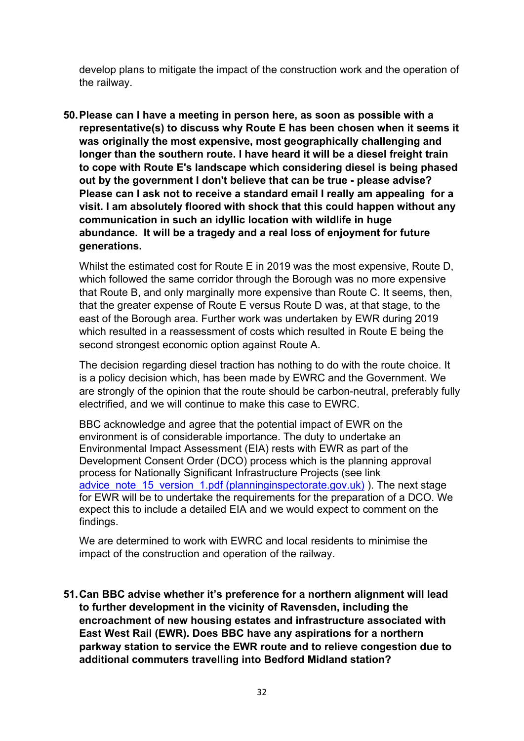develop plans to mitigate the impact of the construction work and the operation of the railway.

50. **Please can I have a meeting in person here, as soon as possible with a representative(s) to discuss why Route E has been chosen when it seems it was originally the most expensive, most geographically challenging and longer than the southern route. I have heard it will be a diesel freight train to cope with Route E's landscape which considering diesel is being phased out by the government I don't believe that can be true - please advise? Please can I ask not to receive a standard email I really am appealing for a visit. I am absolutely floored with shock that this could happen without any communication in such an idyllic location with wildlife in huge abundance. It will be a tragedy and a real loss of enjoyment for future generations.**

    Whilst the estimated cost for Route E in 2019 was the most expensive, Route D, which followed the same corridor through the Borough was no more expensive that Route B, and only marginally more expensive than Route C. It seems, then, that the greater expense of Route E versus Route D was, at that stage, to the east of the Borough area. Further work was undertaken by EWR during 2019 which resulted in a reassessment of costs which resulted in Route E being the second strongest economic option against Route A.

    The decision regarding diesel traction has nothing to do with the route choice. It is a policy decision which, has been made by EWRC and the Government. We are strongly of the opinion that the route should be carbon-neutral, preferably fully electrified, and we will continue to make this case to EWRC.

    BBC acknowledge and agree that the potential impact of EWR on the environment is of considerable importance. The duty to undertake an Environmental Impact Assessment (EIA) rests with EWR as part of the Development Consent Order (DCO) process which is the planning approval process for Nationally Significant Infrastructure Projects (see link advice_note_15_version_1.pdf (planninginspectorate.gov.uk) ). The next stage for EWR will be to undertake the requirements for the preparation of a DCO. We expect this to include a detailed EIA and we would expect to comment on the findings.

    We are determined to work with EWRC and local residents to minimise the impact of the construction and operation of the railway.

51. **Can BBC advise whether it's preference for a northern alignment will lead to further development in the vicinity of Ravensden, including the encroachment of new housing estates and infrastructure associated with East West Rail (EWR). Does BBC have any aspirations for a northern parkway station to service the EWR route and to relieve congestion due to additional commuters travelling into Bedford Midland station?**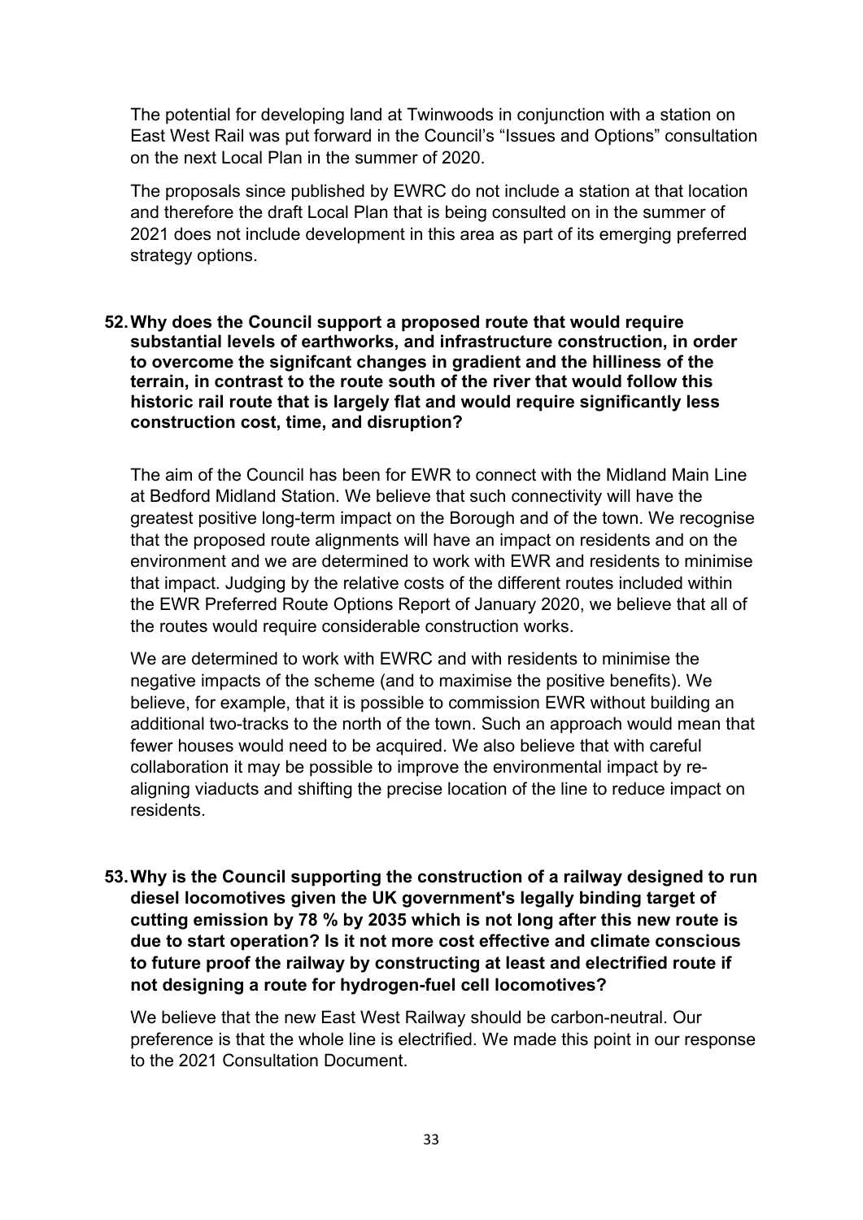The potential for developing land at Twinwoods in conjunction with a station on East West Rail was put forward in the Council's "Issues and Options" consultation on the next Local Plan in the summer of 2020.

The proposals since published by EWRC do not include a station at that location and therefore the draft Local Plan that is being consulted on in the summer of 2021 does not include development in this area as part of its emerging preferred strategy options.

**52. Why does the Council support a proposed route that would require substantial levels of earthworks, and infrastructure construction, in order to overcome the signifcant changes in gradient and the hilliness of the terrain, in contrast to the route south of the river that would follow this historic rail route that is largely flat and would require significantly less construction cost, time, and disruption?**

The aim of the Council has been for EWR to connect with the Midland Main Line at Bedford Midland Station. We believe that such connectivity will have the greatest positive long-term impact on the Borough and of the town. We recognise that the proposed route alignments will have an impact on residents and on the environment and we are determined to work with EWR and residents to minimise that impact. Judging by the relative costs of the different routes included within the EWR Preferred Route Options Report of January 2020, we believe that all of the routes would require considerable construction works.

We are determined to work with EWRC and with residents to minimise the negative impacts of the scheme (and to maximise the positive benefits). We believe, for example, that it is possible to commission EWR without building an additional two-tracks to the north of the town. Such an approach would mean that fewer houses would need to be acquired. We also believe that with careful collaboration it may be possible to improve the environmental impact by re-aligning viaducts and shifting the precise location of the line to reduce impact on residents.

**53. Why is the Council supporting the construction of a railway designed to run diesel locomotives given the UK government's legally binding target of cutting emission by 78 % by 2035 which is not long after this new route is due to start operation? Is it not more cost effective and climate conscious to future proof the railway by constructing at least and electrified route if not designing a route for hydrogen-fuel cell locomotives?**

We believe that the new East West Railway should be carbon-neutral. Our preference is that the whole line is electrified. We made this point in our response to the 2021 Consultation Document.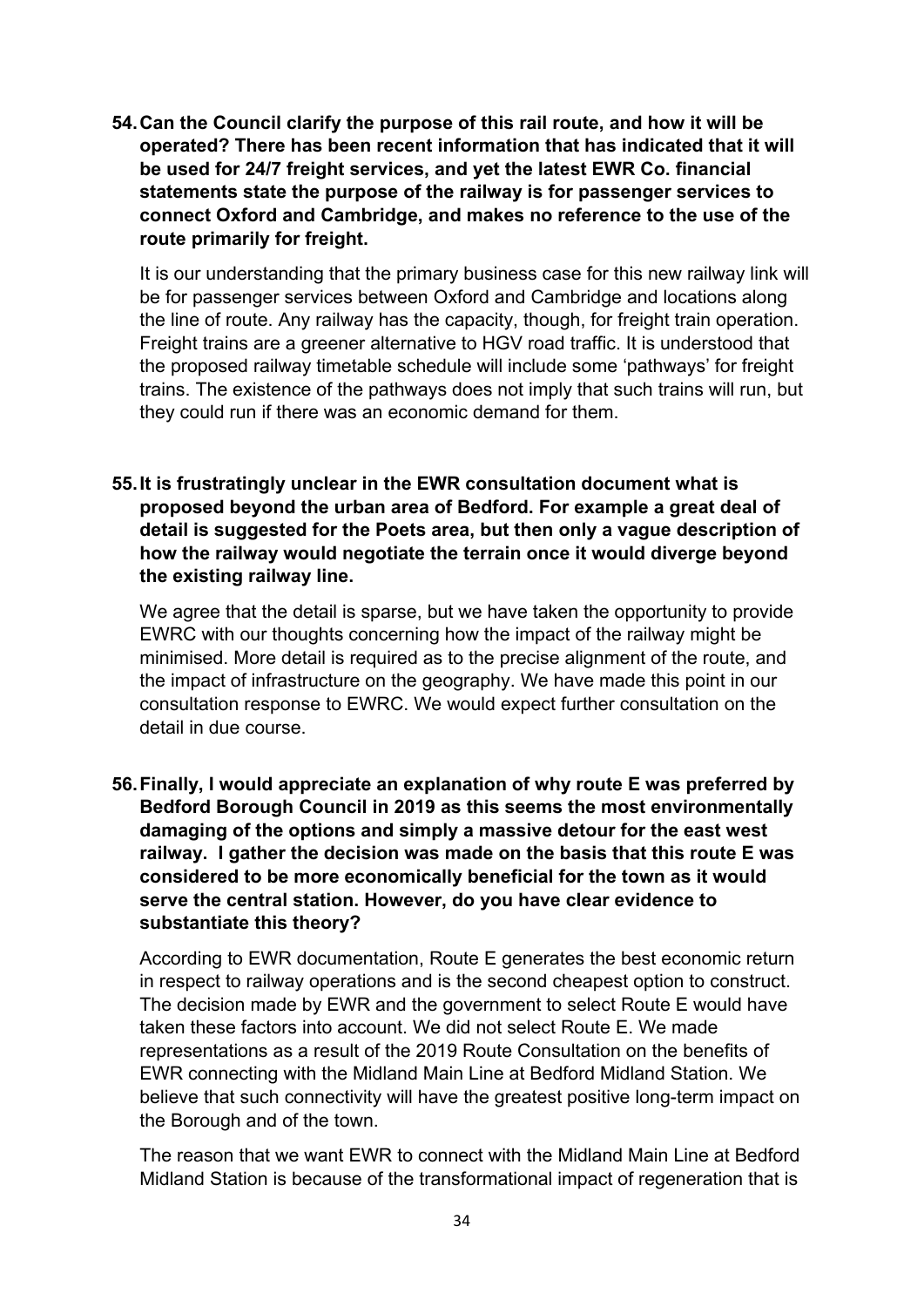**54. Can the Council clarify the purpose of this rail route, and how it will be operated? There has been recent information that has indicated that it will be used for 24/7 freight services, and yet the latest EWR Co. financial statements state the purpose of the railway is for passenger services to connect Oxford and Cambridge, and makes no reference to the use of the route primarily for freight.**

It is our understanding that the primary business case for this new railway link will be for passenger services between Oxford and Cambridge and locations along the line of route. Any railway has the capacity, though, for freight train operation. Freight trains are a greener alternative to HGV road traffic. It is understood that the proposed railway timetable schedule will include some 'pathways' for freight trains. The existence of the pathways does not imply that such trains will run, but they could run if there was an economic demand for them.

**55. It is frustratingly unclear in the EWR consultation document what is proposed beyond the urban area of Bedford. For example a great deal of detail is suggested for the Poets area, but then only a vague description of how the railway would negotiate the terrain once it would diverge beyond the existing railway line.**

We agree that the detail is sparse, but we have taken the opportunity to provide EWRC with our thoughts concerning how the impact of the railway might be minimised. More detail is required as to the precise alignment of the route, and the impact of infrastructure on the geography. We have made this point in our consultation response to EWRC. We would expect further consultation on the detail in due course.

**56. Finally, I would appreciate an explanation of why route E was preferred by Bedford Borough Council in 2019 as this seems the most environmentally damaging of the options and simply a massive detour for the east west railway. I gather the decision was made on the basis that this route E was considered to be more economically beneficial for the town as it would serve the central station. However, do you have clear evidence to substantiate this theory?**

According to EWR documentation, Route E generates the best economic return in respect to railway operations and is the second cheapest option to construct. The decision made by EWR and the government to select Route E would have taken these factors into account. We did not select Route E. We made representations as a result of the 2019 Route Consultation on the benefits of EWR connecting with the Midland Main Line at Bedford Midland Station. We believe that such connectivity will have the greatest positive long-term impact on the Borough and of the town.

The reason that we want EWR to connect with the Midland Main Line at Bedford Midland Station is because of the transformational impact of regeneration that is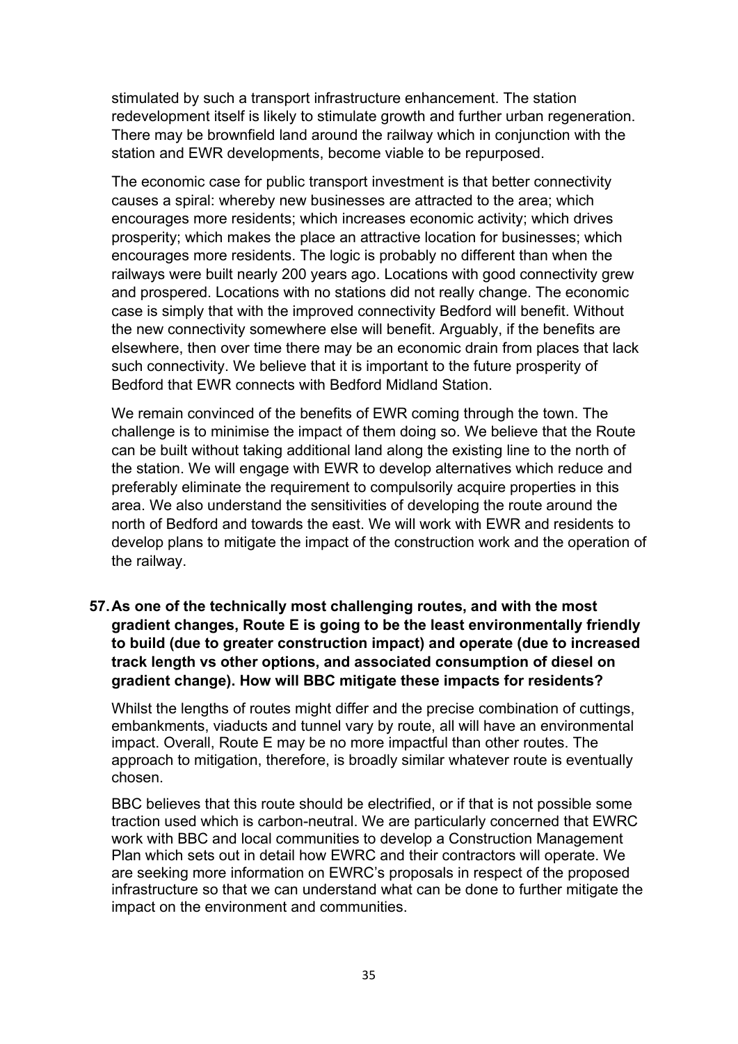stimulated by such a transport infrastructure enhancement. The station redevelopment itself is likely to stimulate growth and further urban regeneration. There may be brownfield land around the railway which in conjunction with the station and EWR developments, become viable to be repurposed.

The economic case for public transport investment is that better connectivity causes a spiral: whereby new businesses are attracted to the area; which encourages more residents; which increases economic activity; which drives prosperity; which makes the place an attractive location for businesses; which encourages more residents. The logic is probably no different than when the railways were built nearly 200 years ago. Locations with good connectivity grew and prospered. Locations with no stations did not really change. The economic case is simply that with the improved connectivity Bedford will benefit. Without the new connectivity somewhere else will benefit. Arguably, if the benefits are elsewhere, then over time there may be an economic drain from places that lack such connectivity. We believe that it is important to the future prosperity of Bedford that EWR connects with Bedford Midland Station.

We remain convinced of the benefits of EWR coming through the town. The challenge is to minimise the impact of them doing so. We believe that the Route can be built without taking additional land along the existing line to the north of the station. We will engage with EWR to develop alternatives which reduce and preferably eliminate the requirement to compulsorily acquire properties in this area. We also understand the sensitivities of developing the route around the north of Bedford and towards the east. We will work with EWR and residents to develop plans to mitigate the impact of the construction work and the operation of the railway.

**57. As one of the technically most challenging routes, and with the most gradient changes, Route E is going to be the least environmentally friendly to build (due to greater construction impact) and operate (due to increased track length vs other options, and associated consumption of diesel on gradient change). How will BBC mitigate these impacts for residents?**

Whilst the lengths of routes might differ and the precise combination of cuttings, embankments, viaducts and tunnel vary by route, all will have an environmental impact. Overall, Route E may be no more impactful than other routes. The approach to mitigation, therefore, is broadly similar whatever route is eventually chosen.

BBC believes that this route should be electrified, or if that is not possible some traction used which is carbon-neutral. We are particularly concerned that EWRC work with BBC and local communities to develop a Construction Management Plan which sets out in detail how EWRC and their contractors will operate. We are seeking more information on EWRC's proposals in respect of the proposed infrastructure so that we can understand what can be done to further mitigate the impact on the environment and communities.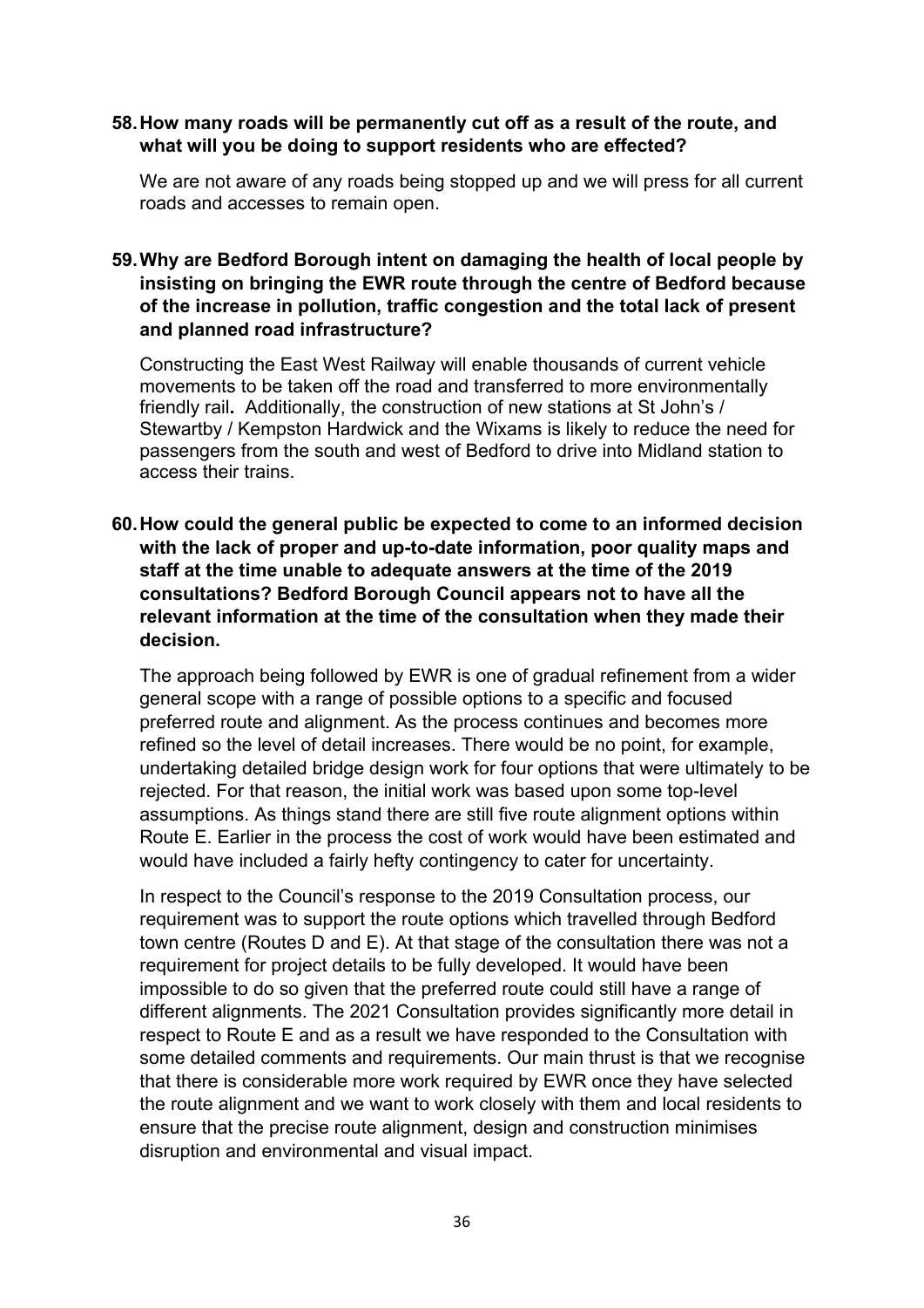**58. How many roads will be permanently cut off as a result of the route, and what will you be doing to support residents who are effected?**

We are not aware of any roads being stopped up and we will press for all current roads and accesses to remain open.

**59. Why are Bedford Borough intent on damaging the health of local people by insisting on bringing the EWR route through the centre of Bedford because of the increase in pollution, traffic congestion and the total lack of present and planned road infrastructure?**

Constructing the East West Railway will enable thousands of current vehicle movements to be taken off the road and transferred to more environmentally friendly rail**.** Additionally, the construction of new stations at St John's / Stewartby / Kempston Hardwick and the Wixams is likely to reduce the need for passengers from the south and west of Bedford to drive into Midland station to access their trains.

**60. How could the general public be expected to come to an informed decision with the lack of proper and up-to-date information, poor quality maps and staff at the time unable to adequate answers at the time of the 2019 consultations? Bedford Borough Council appears not to have all the relevant information at the time of the consultation when they made their decision.**

The approach being followed by EWR is one of gradual refinement from a wider general scope with a range of possible options to a specific and focused preferred route and alignment. As the process continues and becomes more refined so the level of detail increases. There would be no point, for example, undertaking detailed bridge design work for four options that were ultimately to be rejected. For that reason, the initial work was based upon some top-level assumptions. As things stand there are still five route alignment options within Route E. Earlier in the process the cost of work would have been estimated and would have included a fairly hefty contingency to cater for uncertainty.

In respect to the Council's response to the 2019 Consultation process, our requirement was to support the route options which travelled through Bedford town centre (Routes D and E). At that stage of the consultation there was not a requirement for project details to be fully developed. It would have been impossible to do so given that the preferred route could still have a range of different alignments. The 2021 Consultation provides significantly more detail in respect to Route E and as a result we have responded to the Consultation with some detailed comments and requirements. Our main thrust is that we recognise that there is considerable more work required by EWR once they have selected the route alignment and we want to work closely with them and local residents to ensure that the precise route alignment, design and construction minimises disruption and environmental and visual impact.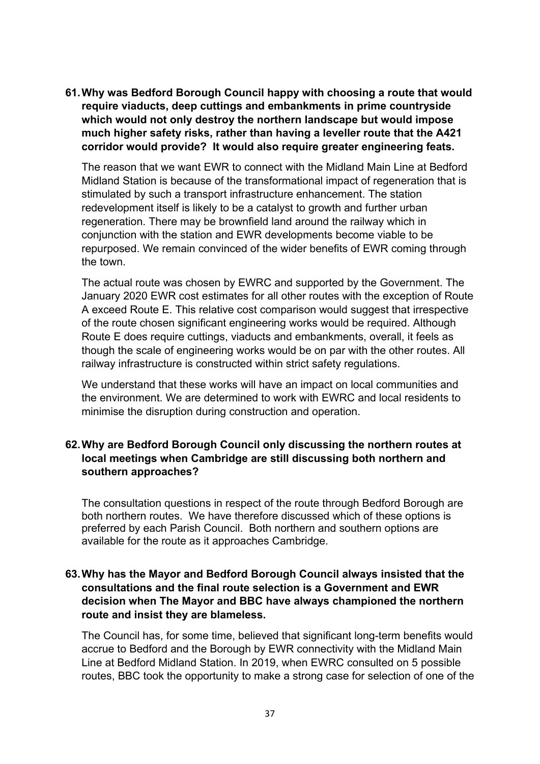**61. Why was Bedford Borough Council happy with choosing a route that would require viaducts, deep cuttings and embankments in prime countryside which would not only destroy the northern landscape but would impose much higher safety risks, rather than having a leveller route that the A421 corridor would provide? It would also require greater engineering feats.**

The reason that we want EWR to connect with the Midland Main Line at Bedford Midland Station is because of the transformational impact of regeneration that is stimulated by such a transport infrastructure enhancement. The station redevelopment itself is likely to be a catalyst to growth and further urban regeneration. There may be brownfield land around the railway which in conjunction with the station and EWR developments become viable to be repurposed. We remain convinced of the wider benefits of EWR coming through the town.

The actual route was chosen by EWRC and supported by the Government. The January 2020 EWR cost estimates for all other routes with the exception of Route A exceed Route E. This relative cost comparison would suggest that irrespective of the route chosen significant engineering works would be required. Although Route E does require cuttings, viaducts and embankments, overall, it feels as though the scale of engineering works would be on par with the other routes. All railway infrastructure is constructed within strict safety regulations.

We understand that these works will have an impact on local communities and the environment. We are determined to work with EWRC and local residents to minimise the disruption during construction and operation.

**62. Why are Bedford Borough Council only discussing the northern routes at local meetings when Cambridge are still discussing both northern and southern approaches?**

The consultation questions in respect of the route through Bedford Borough are both northern routes. We have therefore discussed which of these options is preferred by each Parish Council. Both northern and southern options are available for the route as it approaches Cambridge.

**63. Why has the Mayor and Bedford Borough Council always insisted that the consultations and the final route selection is a Government and EWR decision when The Mayor and BBC have always championed the northern route and insist they are blameless.**

The Council has, for some time, believed that significant long-term benefits would accrue to Bedford and the Borough by EWR connectivity with the Midland Main Line at Bedford Midland Station. In 2019, when EWRC consulted on 5 possible routes, BBC took the opportunity to make a strong case for selection of one of the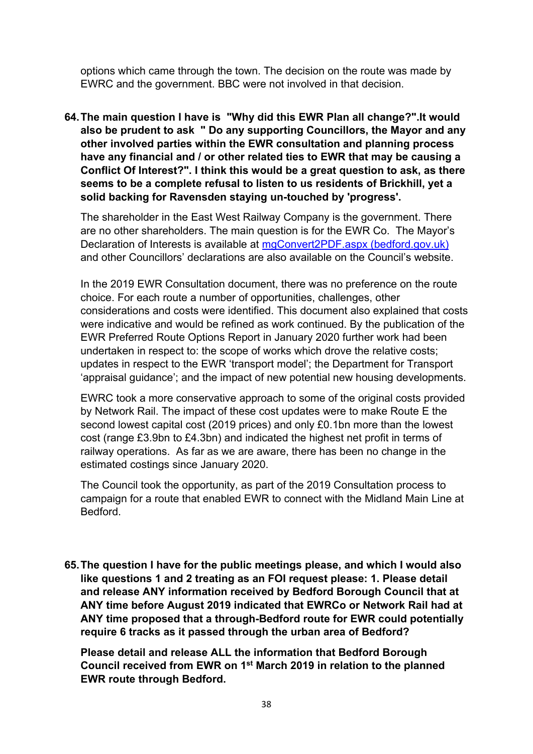options which came through the town. The decision on the route was made by EWRC and the government. BBC were not involved in that decision.

64. **The main question I have is "Why did this EWR Plan all change?".It would also be prudent to ask " Do any supporting Councillors, the Mayor and any other involved parties within the EWR consultation and planning process have any financial and / or other related ties to EWR that may be causing a Conflict Of Interest?". I think this would be a great question to ask, as there seems to be a complete refusal to listen to us residents of Brickhill, yet a solid backing for Ravensden staying un-touched by 'progress'.**

   The shareholder in the East West Railway Company is the government. There are no other shareholders. The main question is for the EWR Co. The Mayor's Declaration of Interests is available at [mgConvert2PDF.aspx (bedford.gov.uk)]() and other Councillors' declarations are also available on the Council's website.

   In the 2019 EWR Consultation document, there was no preference on the route choice. For each route a number of opportunities, challenges, other considerations and costs were identified. This document also explained that costs were indicative and would be refined as work continued. By the publication of the EWR Preferred Route Options Report in January 2020 further work had been undertaken in respect to: the scope of works which drove the relative costs; updates in respect to the EWR 'transport model'; the Department for Transport 'appraisal guidance'; and the impact of new potential new housing developments.

   EWRC took a more conservative approach to some of the original costs provided by Network Rail. The impact of these cost updates were to make Route E the second lowest capital cost (2019 prices) and only £0.1bn more than the lowest cost (range £3.9bn to £4.3bn) and indicated the highest net profit in terms of railway operations. As far as we are aware, there has been no change in the estimated costings since January 2020.

   The Council took the opportunity, as part of the 2019 Consultation process to campaign for a route that enabled EWR to connect with the Midland Main Line at Bedford.

65. **The question I have for the public meetings please, and which I would also like questions 1 and 2 treating as an FOI request please: 1. Please detail and release ANY information received by Bedford Borough Council that at ANY time before August 2019 indicated that EWRCo or Network Rail had at ANY time proposed that a through-Bedford route for EWR could potentially require 6 tracks as it passed through the urban area of Bedford?**

   **Please detail and release ALL the information that Bedford Borough Council received from EWR on 1st March 2019 in relation to the planned EWR route through Bedford.**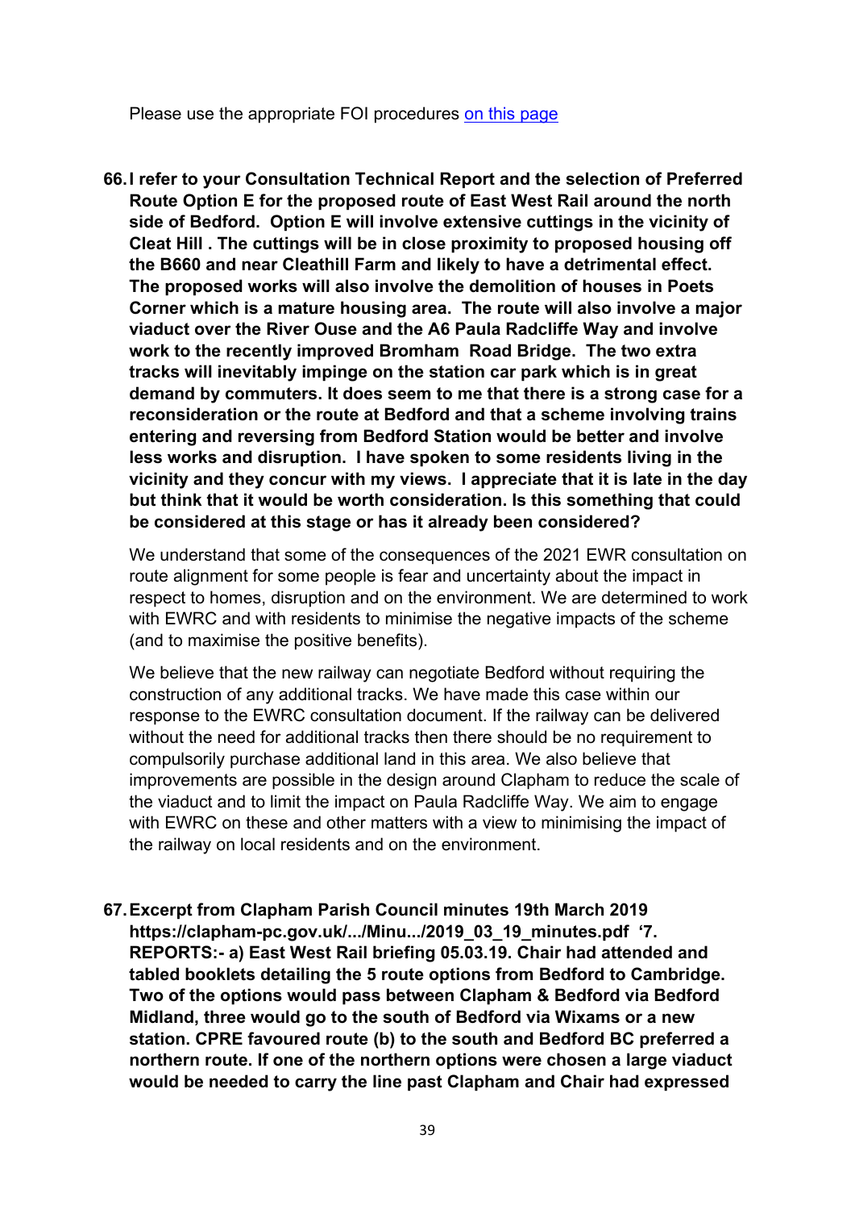Please use the appropriate FOI procedures [on this page]

66. **I refer to your Consultation Technical Report and the selection of Preferred Route Option E for the proposed route of East West Rail around the north side of Bedford. Option E will involve extensive cuttings in the vicinity of Cleat Hill . The cuttings will be in close proximity to proposed housing off the B660 and near Cleathill Farm and likely to have a detrimental effect. The proposed works will also involve the demolition of houses in Poets Corner which is a mature housing area. The route will also involve a major viaduct over the River Ouse and the A6 Paula Radcliffe Way and involve work to the recently improved Bromham Road Bridge. The two extra tracks will inevitably impinge on the station car park which is in great demand by commuters. It does seem to me that there is a strong case for a reconsideration or the route at Bedford and that a scheme involving trains entering and reversing from Bedford Station would be better and involve less works and disruption. I have spoken to some residents living in the vicinity and they concur with my views. I appreciate that it is late in the day but think that it would be worth consideration. Is this something that could be considered at this stage or has it already been considered?**

   We understand that some of the consequences of the 2021 EWR consultation on route alignment for some people is fear and uncertainty about the impact in respect to homes, disruption and on the environment. We are determined to work with EWRC and with residents to minimise the negative impacts of the scheme (and to maximise the positive benefits).

   We believe that the new railway can negotiate Bedford without requiring the construction of any additional tracks. We have made this case within our response to the EWRC consultation document. If the railway can be delivered without the need for additional tracks then there should be no requirement to compulsorily purchase additional land in this area. We also believe that improvements are possible in the design around Clapham to reduce the scale of the viaduct and to limit the impact on Paula Radcliffe Way. We aim to engage with EWRC on these and other matters with a view to minimising the impact of the railway on local residents and on the environment.

67. **Excerpt from Clapham Parish Council minutes 19th March 2019 https://clapham-pc.gov.uk/.../Minu.../2019_03_19_minutes.pdf '7. REPORTS:- a) East West Rail briefing 05.03.19. Chair had attended and tabled booklets detailing the 5 route options from Bedford to Cambridge. Two of the options would pass between Clapham & Bedford via Bedford Midland, three would go to the south of Bedford via Wixams or a new station. CPRE favoured route (b) to the south and Bedford BC preferred a northern route. If one of the northern options were chosen a large viaduct would be needed to carry the line past Clapham and Chair had expressed**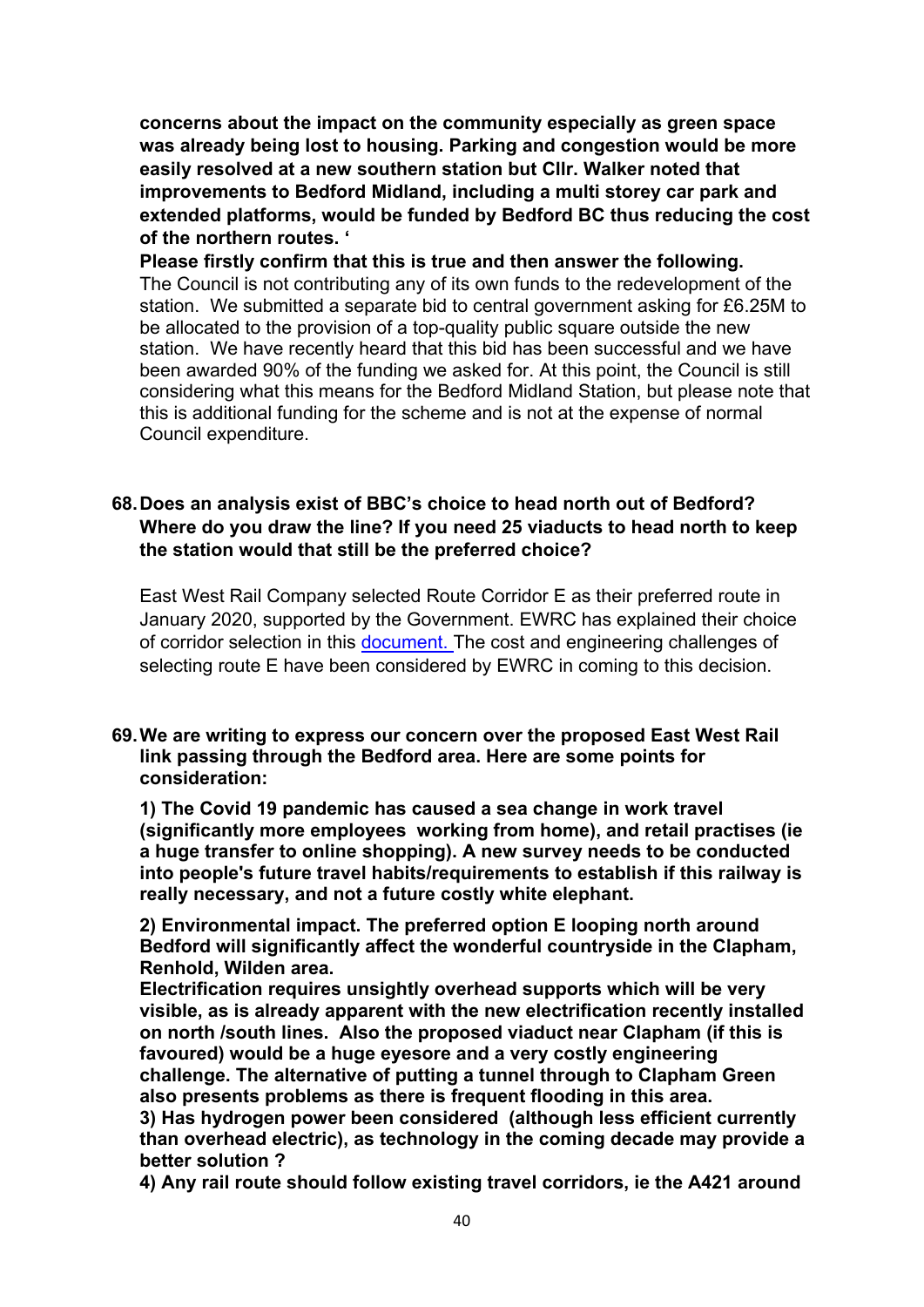**concerns about the impact on the community especially as green space was already being lost to housing. Parking and congestion would be more easily resolved at a new southern station but Cllr. Walker noted that improvements to Bedford Midland, including a multi storey car park and extended platforms, would be funded by Bedford BC thus reducing the cost of the northern routes. '**

**Please firstly confirm that this is true and then answer the following.**

The Council is not contributing any of its own funds to the redevelopment of the station. We submitted a separate bid to central government asking for £6.25M to be allocated to the provision of a top-quality public square outside the new station. We have recently heard that this bid has been successful and we have been awarded 90% of the funding we asked for. At this point, the Council is still considering what this means for the Bedford Midland Station, but please note that this is additional funding for the scheme and is not at the expense of normal Council expenditure.

**68. Does an analysis exist of BBC's choice to head north out of Bedford? Where do you draw the line? If you need 25 viaducts to head north to keep the station would that still be the preferred choice?**

East West Rail Company selected Route Corridor E as their preferred route in January 2020, supported by the Government. EWRC has explained their choice of corridor selection in this document. The cost and engineering challenges of selecting route E have been considered by EWRC in coming to this decision.

**69. We are writing to express our concern over the proposed East West Rail link passing through the Bedford area. Here are some points for consideration:**

**1) The Covid 19 pandemic has caused a sea change in work travel (significantly more employees working from home), and retail practises (ie a huge transfer to online shopping). A new survey needs to be conducted into people's future travel habits/requirements to establish if this railway is really necessary, and not a future costly white elephant.**

**2) Environmental impact. The preferred option E looping north around Bedford will significantly affect the wonderful countryside in the Clapham, Renhold, Wilden area.**

**Electrification requires unsightly overhead supports which will be very visible, as is already apparent with the new electrification recently installed on north /south lines. Also the proposed viaduct near Clapham (if this is favoured) would be a huge eyesore and a very costly engineering challenge. The alternative of putting a tunnel through to Clapham Green also presents problems as there is frequent flooding in this area.**

**3) Has hydrogen power been considered (although less efficient currently than overhead electric), as technology in the coming decade may provide a better solution ?**

**4) Any rail route should follow existing travel corridors, ie the A421 around**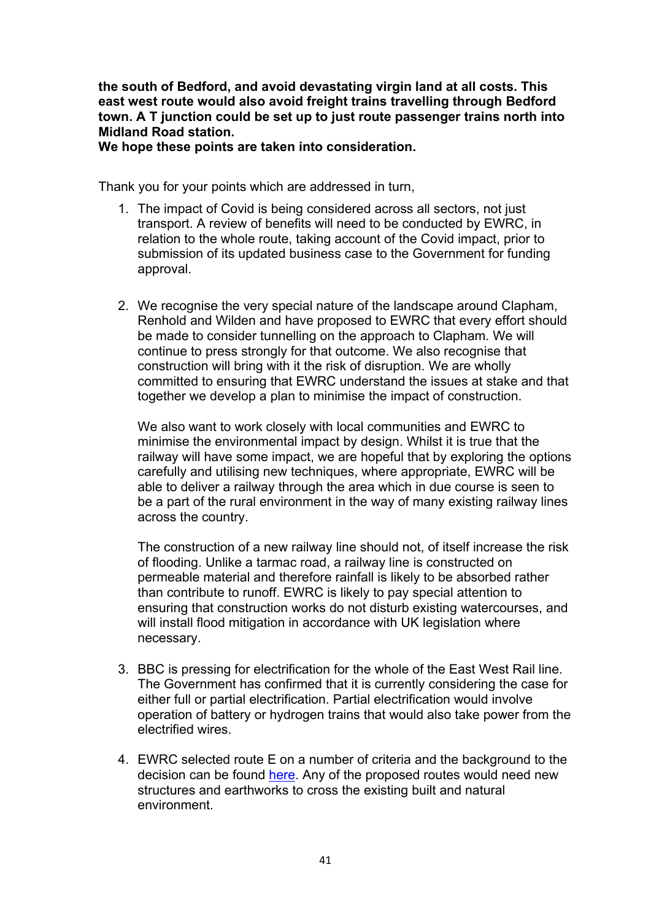**the south of Bedford, and avoid devastating virgin land at all costs. This east west route would also avoid freight trains travelling through Bedford town. A T junction could be set up to just route passenger trains north into Midland Road station.**
**We hope these points are taken into consideration.**

Thank you for your points which are addressed in turn,

1. The impact of Covid is being considered across all sectors, not just transport. A review of benefits will need to be conducted by EWRC, in relation to the whole route, taking account of the Covid impact, prior to submission of its updated business case to the Government for funding approval.

2. We recognise the very special nature of the landscape around Clapham, Renhold and Wilden and have proposed to EWRC that every effort should be made to consider tunnelling on the approach to Clapham. We will continue to press strongly for that outcome. We also recognise that construction will bring with it the risk of disruption. We are wholly committed to ensuring that EWRC understand the issues at stake and that together we develop a plan to minimise the impact of construction.

   We also want to work closely with local communities and EWRC to minimise the environmental impact by design. Whilst it is true that the railway will have some impact, we are hopeful that by exploring the options carefully and utilising new techniques, where appropriate, EWRC will be able to deliver a railway through the area which in due course is seen to be a part of the rural environment in the way of many existing railway lines across the country.

   The construction of a new railway line should not, of itself increase the risk of flooding. Unlike a tarmac road, a railway line is constructed on permeable material and therefore rainfall is likely to be absorbed rather than contribute to runoff. EWRC is likely to pay special attention to ensuring that construction works do not disturb existing watercourses, and will install flood mitigation in accordance with UK legislation where necessary.

3. BBC is pressing for electrification for the whole of the East West Rail line. The Government has confirmed that it is currently considering the case for either full or partial electrification. Partial electrification would involve operation of battery or hydrogen trains that would also take power from the electrified wires.

4. EWRC selected route E on a number of criteria and the background to the decision can be found here. Any of the proposed routes would need new structures and earthworks to cross the existing built and natural environment.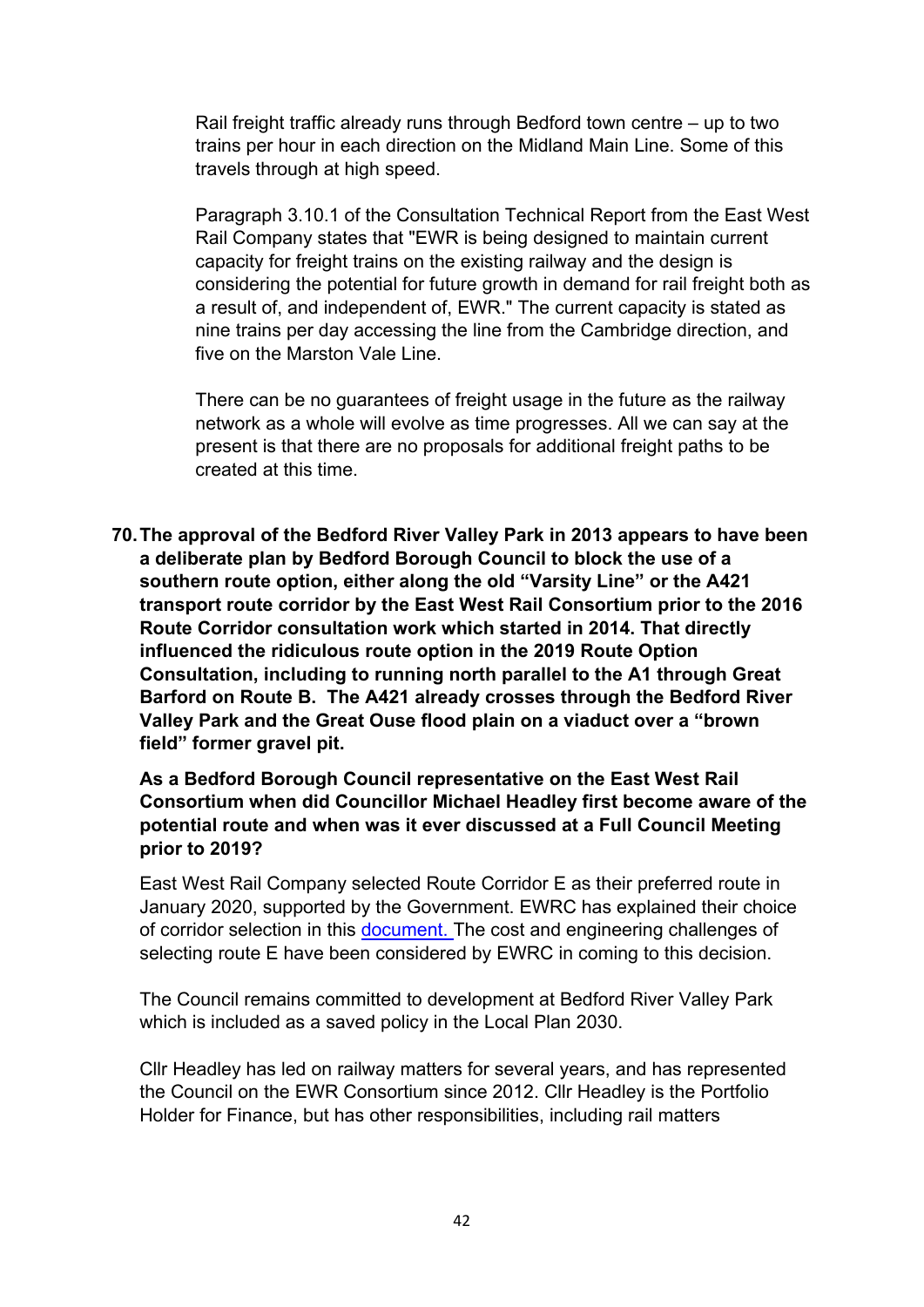Rail freight traffic already runs through Bedford town centre – up to two trains per hour in each direction on the Midland Main Line. Some of this travels through at high speed.

Paragraph 3.10.1 of the Consultation Technical Report from the East West Rail Company states that "EWR is being designed to maintain current capacity for freight trains on the existing railway and the design is considering the potential for future growth in demand for rail freight both as a result of, and independent of, EWR." The current capacity is stated as nine trains per day accessing the line from the Cambridge direction, and five on the Marston Vale Line.

There can be no guarantees of freight usage in the future as the railway network as a whole will evolve as time progresses. All we can say at the present is that there are no proposals for additional freight paths to be created at this time.

70. **The approval of the Bedford River Valley Park in 2013 appears to have been a deliberate plan by Bedford Borough Council to block the use of a southern route option, either along the old "Varsity Line" or the A421 transport route corridor by the East West Rail Consortium prior to the 2016 Route Corridor consultation work which started in 2014. That directly influenced the ridiculous route option in the 2019 Route Option Consultation, including to running north parallel to the A1 through Great Barford on Route B. The A421 already crosses through the Bedford River Valley Park and the Great Ouse flood plain on a viaduct over a "brown field" former gravel pit.**

    **As a Bedford Borough Council representative on the East West Rail Consortium when did Councillor Michael Headley first become aware of the potential route and when was it ever discussed at a Full Council Meeting prior to 2019?**

    East West Rail Company selected Route Corridor E as their preferred route in January 2020, supported by the Government. EWRC has explained their choice of corridor selection in this document. The cost and engineering challenges of selecting route E have been considered by EWRC in coming to this decision.

    The Council remains committed to development at Bedford River Valley Park which is included as a saved policy in the Local Plan 2030.

    Cllr Headley has led on railway matters for several years, and has represented the Council on the EWR Consortium since 2012. Cllr Headley is the Portfolio Holder for Finance, but has other responsibilities, including rail matters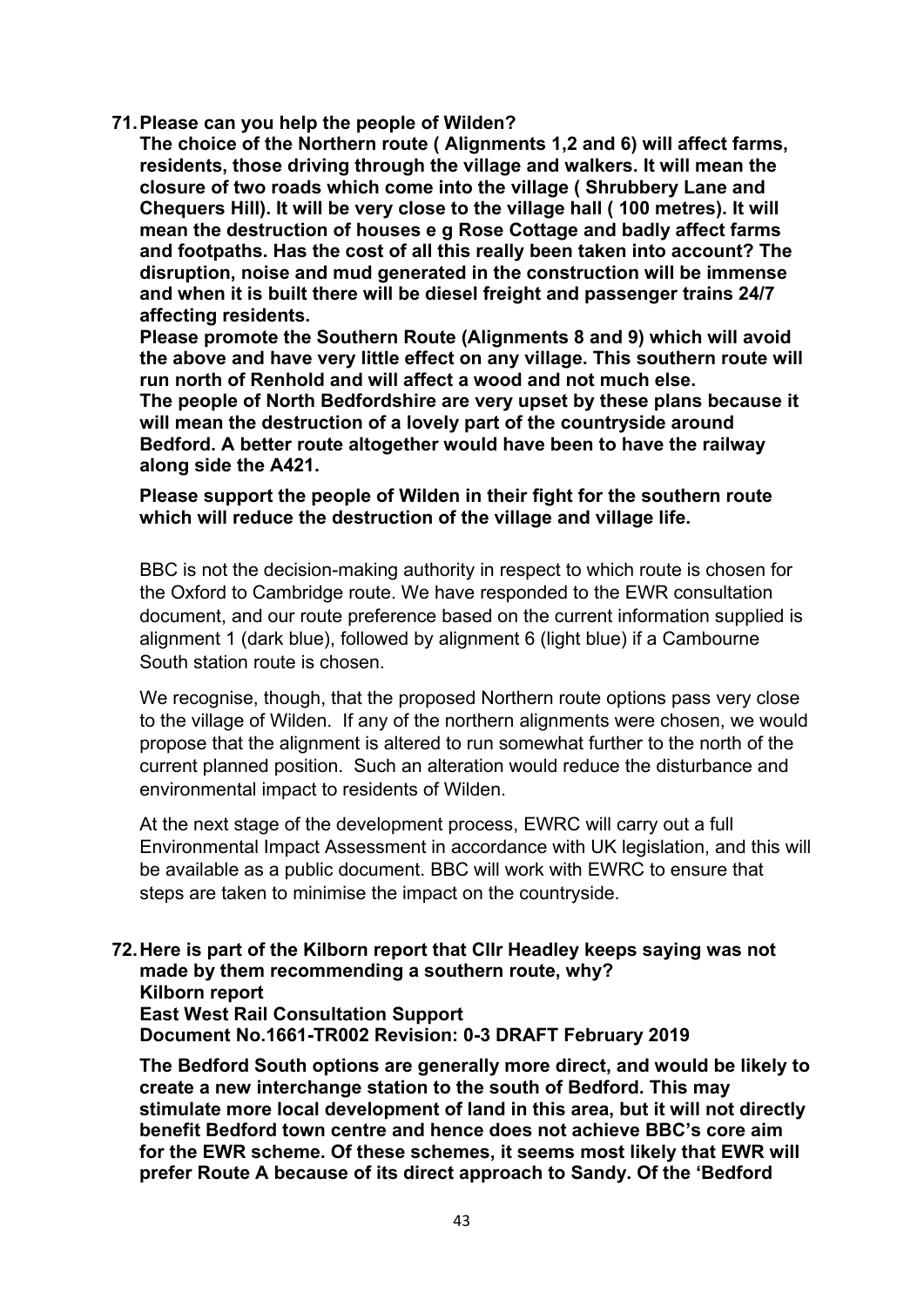**71. Please can you help the people of Wilden?**

**The choice of the Northern route ( Alignments 1,2 and 6) will affect farms, residents, those driving through the village and walkers. It will mean the closure of two roads which come into the village ( Shrubbery Lane and Chequers Hill). It will be very close to the village hall ( 100 metres). It will mean the destruction of houses e g Rose Cottage and badly affect farms and footpaths. Has the cost of all this really been taken into account? The disruption, noise and mud generated in the construction will be immense and when it is built there will be diesel freight and passenger trains 24/7 affecting residents.**

**Please promote the Southern Route (Alignments 8 and 9) which will avoid the above and have very little effect on any village. This southern route will run north of Renhold and will affect a wood and not much else.**

**The people of North Bedfordshire are very upset by these plans because it will mean the destruction of a lovely part of the countryside around Bedford. A better route altogether would have been to have the railway along side the A421.**

**Please support the people of Wilden in their fight for the southern route which will reduce the destruction of the village and village life.**

BBC is not the decision-making authority in respect to which route is chosen for the Oxford to Cambridge route. We have responded to the EWR consultation document, and our route preference based on the current information supplied is alignment 1 (dark blue), followed by alignment 6 (light blue) if a Cambourne South station route is chosen.

We recognise, though, that the proposed Northern route options pass very close to the village of Wilden. If any of the northern alignments were chosen, we would propose that the alignment is altered to run somewhat further to the north of the current planned position. Such an alteration would reduce the disturbance and environmental impact to residents of Wilden.

At the next stage of the development process, EWRC will carry out a full Environmental Impact Assessment in accordance with UK legislation, and this will be available as a public document. BBC will work with EWRC to ensure that steps are taken to minimise the impact on the countryside.

**72. Here is part of the Kilborn report that Cllr Headley keeps saying was not made by them recommending a southern route, why?**
**Kilborn report**
**East West Rail Consultation Support**
**Document No.1661-TR002 Revision: 0-3 DRAFT February 2019**

**The Bedford South options are generally more direct, and would be likely to create a new interchange station to the south of Bedford. This may stimulate more local development of land in this area, but it will not directly benefit Bedford town centre and hence does not achieve BBC's core aim for the EWR scheme. Of these schemes, it seems most likely that EWR will prefer Route A because of its direct approach to Sandy. Of the 'Bedford**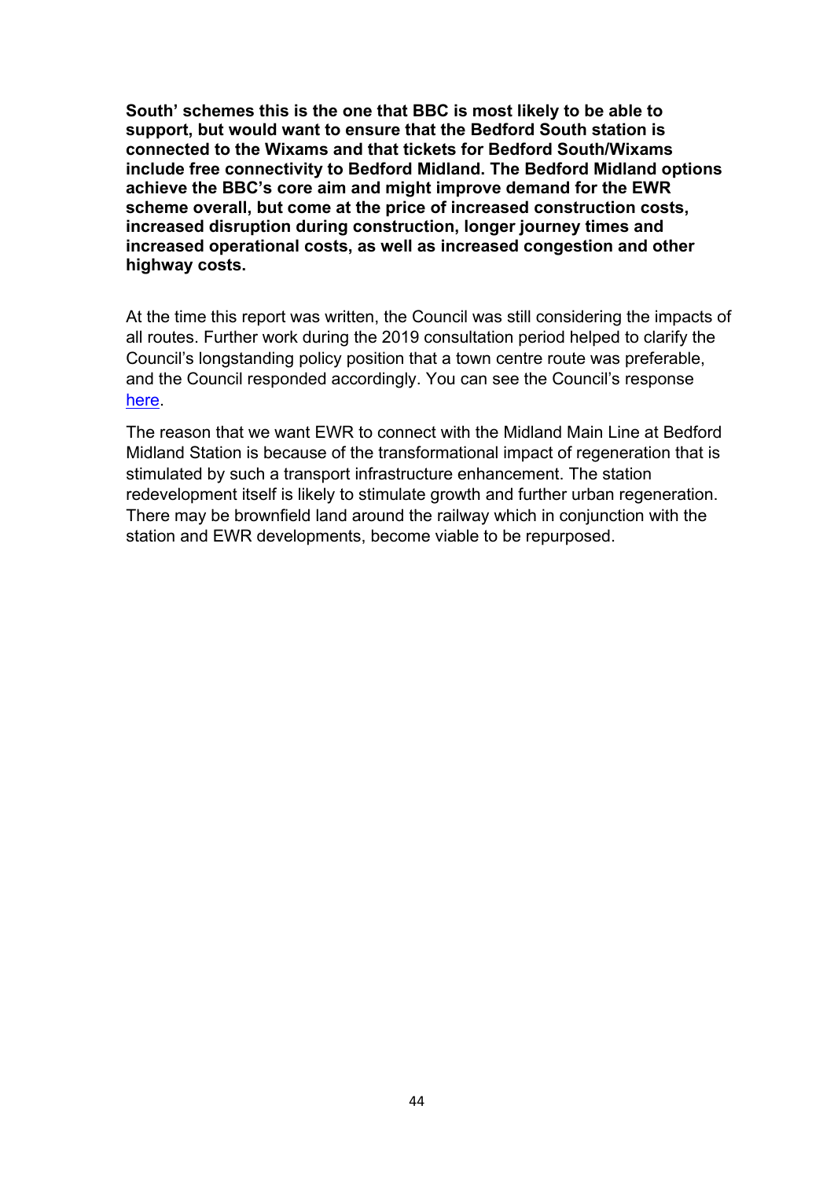**South' schemes this is the one that BBC is most likely to be able to support, but would want to ensure that the Bedford South station is connected to the Wixams and that tickets for Bedford South/Wixams include free connectivity to Bedford Midland. The Bedford Midland options achieve the BBC's core aim and might improve demand for the EWR scheme overall, but come at the price of increased construction costs, increased disruption during construction, longer journey times and increased operational costs, as well as increased congestion and other highway costs.**

At the time this report was written, the Council was still considering the impacts of all routes. Further work during the 2019 consultation period helped to clarify the Council's longstanding policy position that a town centre route was preferable, and the Council responded accordingly. You can see the Council's response here.

The reason that we want EWR to connect with the Midland Main Line at Bedford Midland Station is because of the transformational impact of regeneration that is stimulated by such a transport infrastructure enhancement. The station redevelopment itself is likely to stimulate growth and further urban regeneration. There may be brownfield land around the railway which in conjunction with the station and EWR developments, become viable to be repurposed.